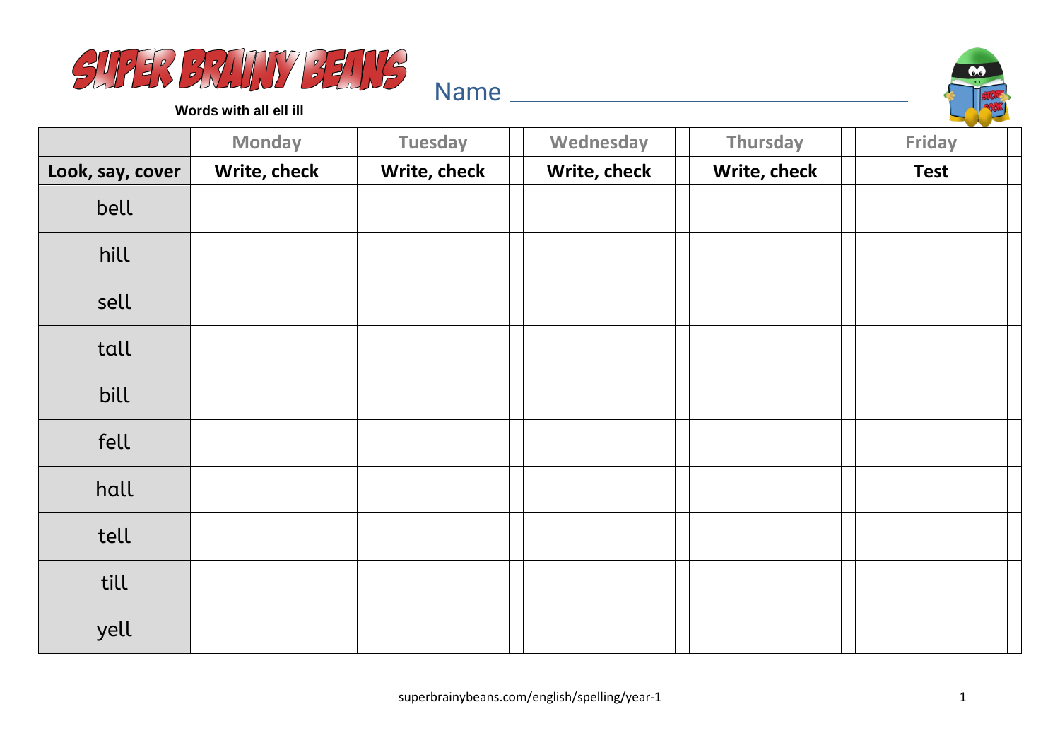# SUPER BRAINY BEANS

**Words with all ell ill**

Name ______________________________

| | Monday | Tuesday | Wednesday | Thursday | Friday |
|---|---|---|---|---|---|
| **Look, say, cover** | **Write, check** | **Write, check** | **Write, check** | **Write, check** | **Test** |
| bell | | | | | |
| hill | | | | | |
| sell | | | | | |
| tall | | | | | |
| bill | | | | | |
| fell | | | | | |
| hall | | | | | |
| tell | | | | | |
| till | | | | | |
| yell | | | | | |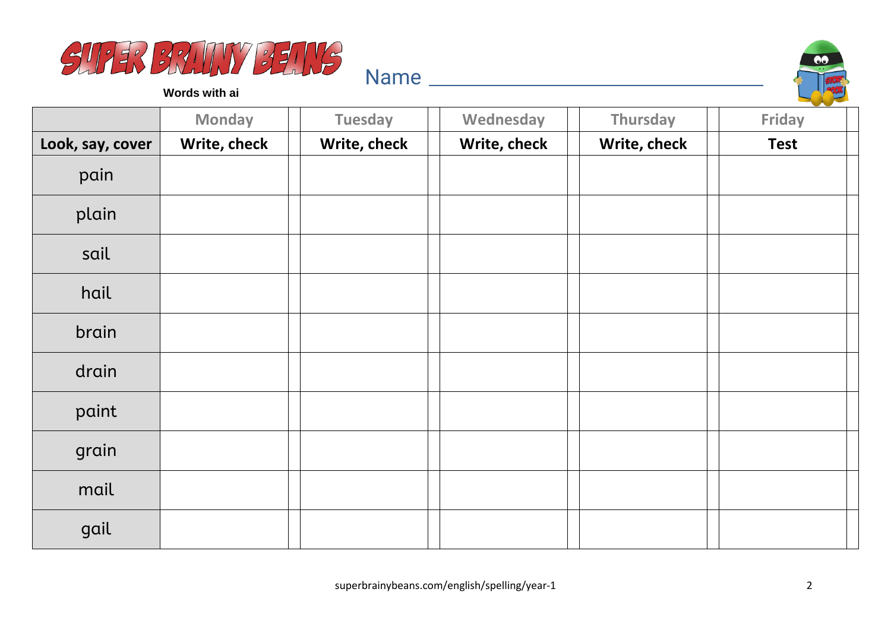# SUPER BRAINY BEANS

**Words with ai**

Name ______________________________

| | Monday | | Tuesday | | Wednesday | | Thursday | | Friday | |
|---|---|---|---|---|---|---|---|---|---|---|
| **Look, say, cover** | **Write, check** | | **Write, check** | | **Write, check** | | **Write, check** | | **Test** | |
| pain | | | | | | | | | | |
| plain | | | | | | | | | | |
| sail | | | | | | | | | | |
| hail | | | | | | | | | | |
| brain | | | | | | | | | | |
| drain | | | | | | | | | | |
| paint | | | | | | | | | | |
| grain | | | | | | | | | | |
| mail | | | | | | | | | | |
| gail | | | | | | | | | | |

superbrainybeans.com/english/spelling/year-1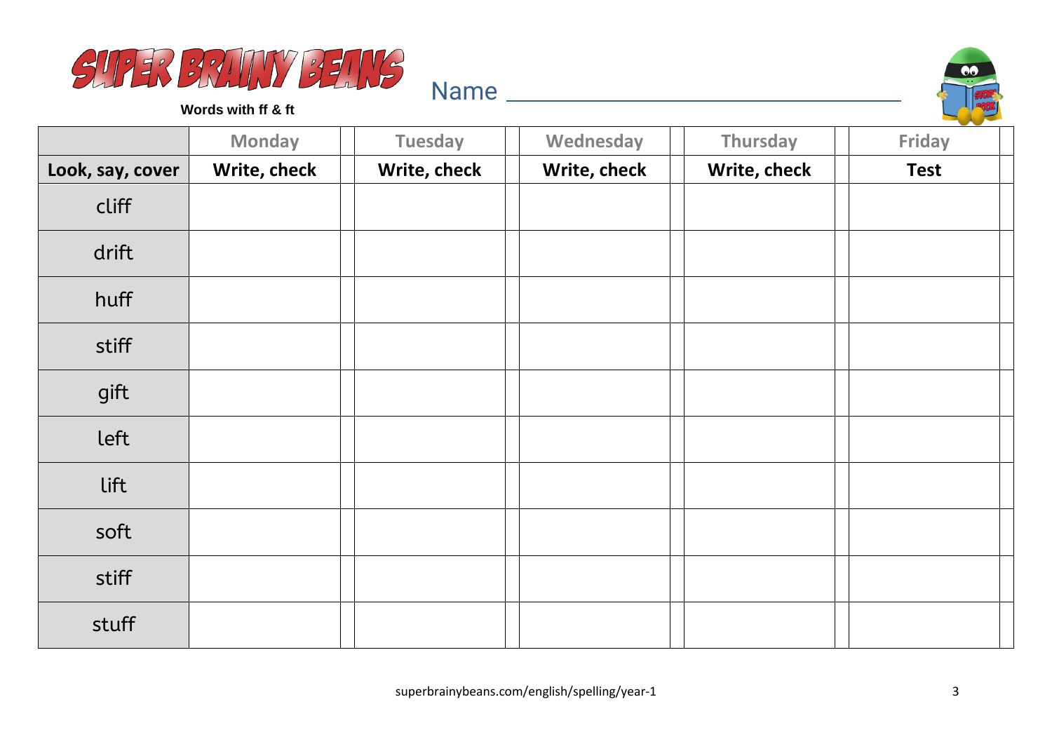# SUPER BRAINY BEANS

**Words with ff & ft**

Name ______________________________

| | Monday | | Tuesday | | Wednesday | | Thursday | | Friday | |
|---|---|---|---|---|---|---|---|---|---|---|
| **Look, say, cover** | **Write, check** | | **Write, check** | | **Write, check** | | **Write, check** | | **Test** | |
| cliff | | | | | | | | | | |
| drift | | | | | | | | | | |
| huff | | | | | | | | | | |
| stiff | | | | | | | | | | |
| gift | | | | | | | | | | |
| left | | | | | | | | | | |
| lift | | | | | | | | | | |
| soft | | | | | | | | | | |
| stiff | | | | | | | | | | |
| stuff | | | | | | | | | | |

superbrainybeans.com/english/spelling/year-1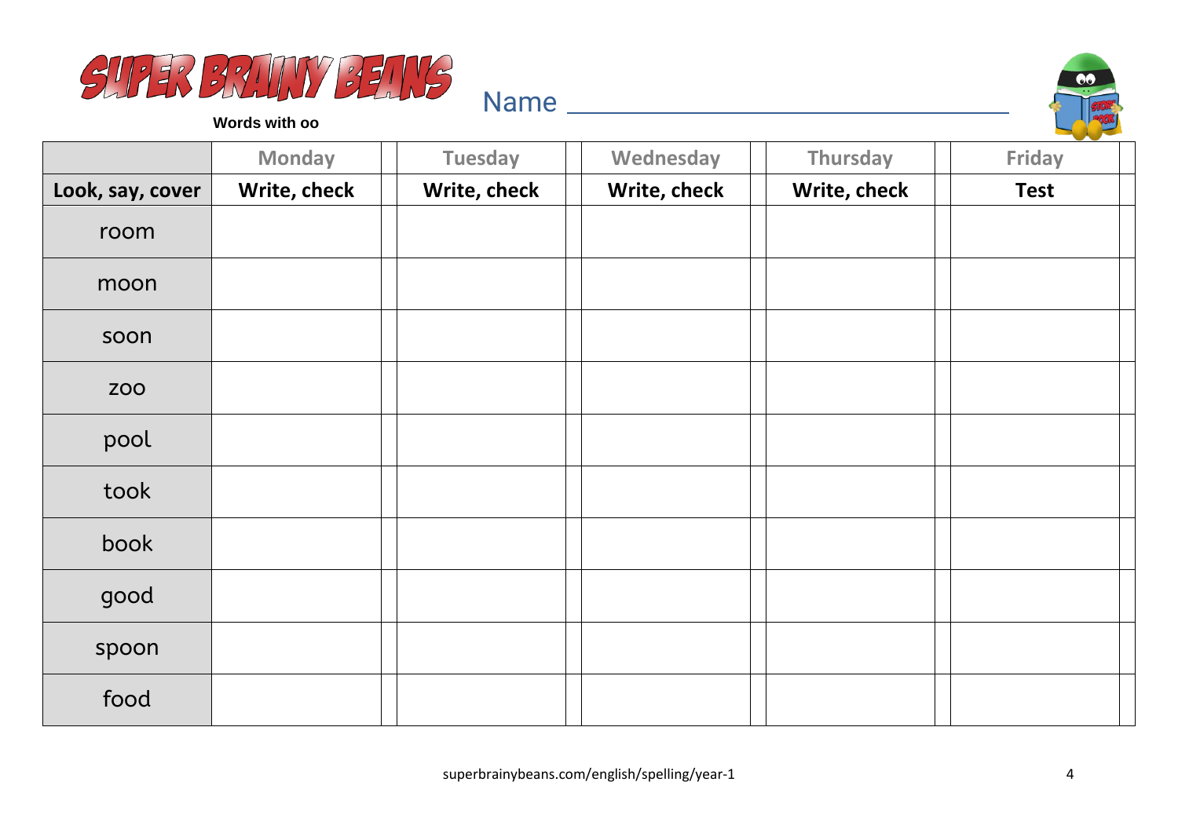SUPER BRAINY BEANS

Words with oo

Name ___________________________

| | Monday | Tuesday | Wednesday | Thursday | Friday |
|---|---|---|---|---|---|
| **Look, say, cover** | **Write, check** | **Write, check** | **Write, check** | **Write, check** | **Test** |
| room | | | | | |
| moon | | | | | |
| soon | | | | | |
| zoo | | | | | |
| pool | | | | | |
| took | | | | | |
| book | | | | | |
| good | | | | | |
| spoon | | | | | |
| food | | | | | |

superbrainybeans.com/english/spelling/year-1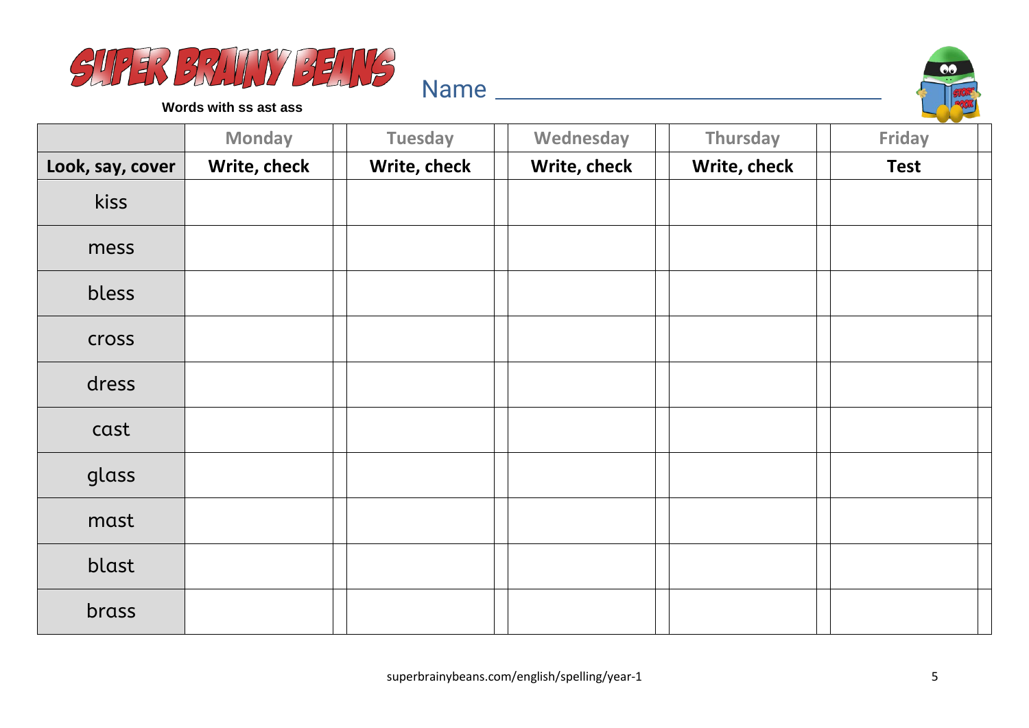# SUPER BRAINY BEANS

**Words with ss ast ass**

Name ___________________________

| | Monday | Tuesday | Wednesday | Thursday | Friday |
|---|---|---|---|---|---|
| **Look, say, cover** | **Write, check** | **Write, check** | **Write, check** | **Write, check** | **Test** |
| kiss | | | | | |
| mess | | | | | |
| bless | | | | | |
| cross | | | | | |
| dress | | | | | |
| cast | | | | | |
| glass | | | | | |
| mast | | | | | |
| blast | | | | | |
| brass | | | | | |

superbrainybeans.com/english/spelling/year-1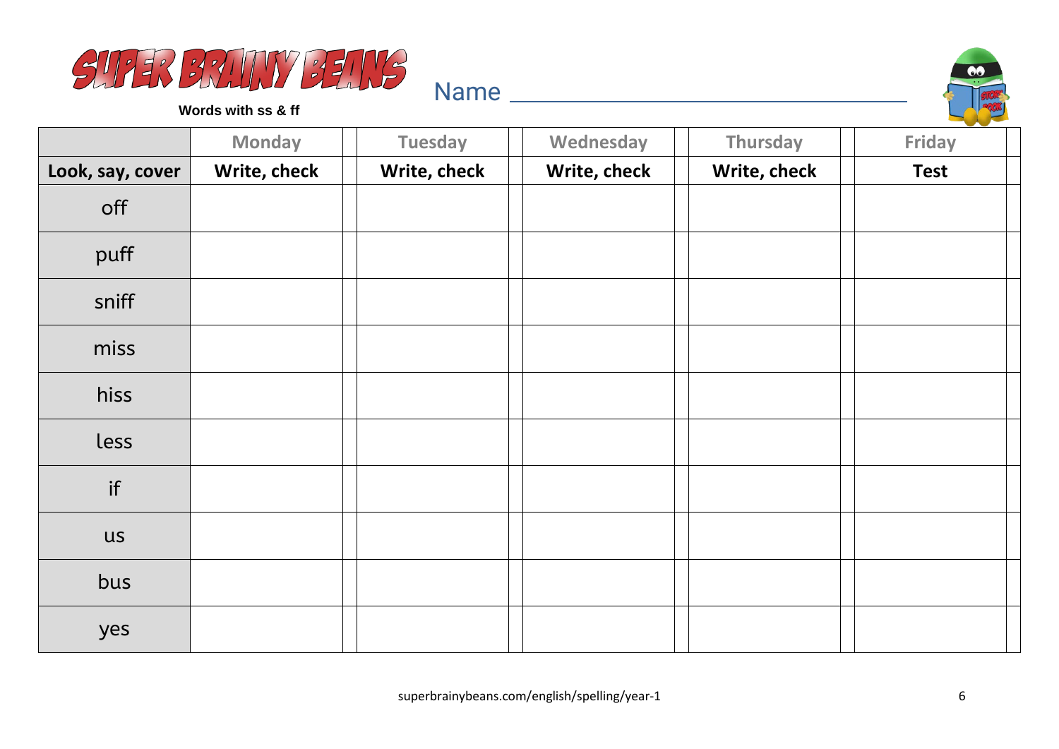# SUPER BRAINY BEANS

**Words with ss & ff**

Name ________________________________

| | Monday | | Tuesday | | Wednesday | | Thursday | | Friday | |
|---|---|---|---|---|---|---|---|---|---|---|
| **Look, say, cover** | **Write, check** | | **Write, check** | | **Write, check** | | **Write, check** | | **Test** | |
| off | | | | | | | | | | |
| puff | | | | | | | | | | |
| sniff | | | | | | | | | | |
| miss | | | | | | | | | | |
| hiss | | | | | | | | | | |
| less | | | | | | | | | | |
| if | | | | | | | | | | |
| us | | | | | | | | | | |
| bus | | | | | | | | | | |
| yes | | | | | | | | | | |

superbrainybeans.com/english/spelling/year-1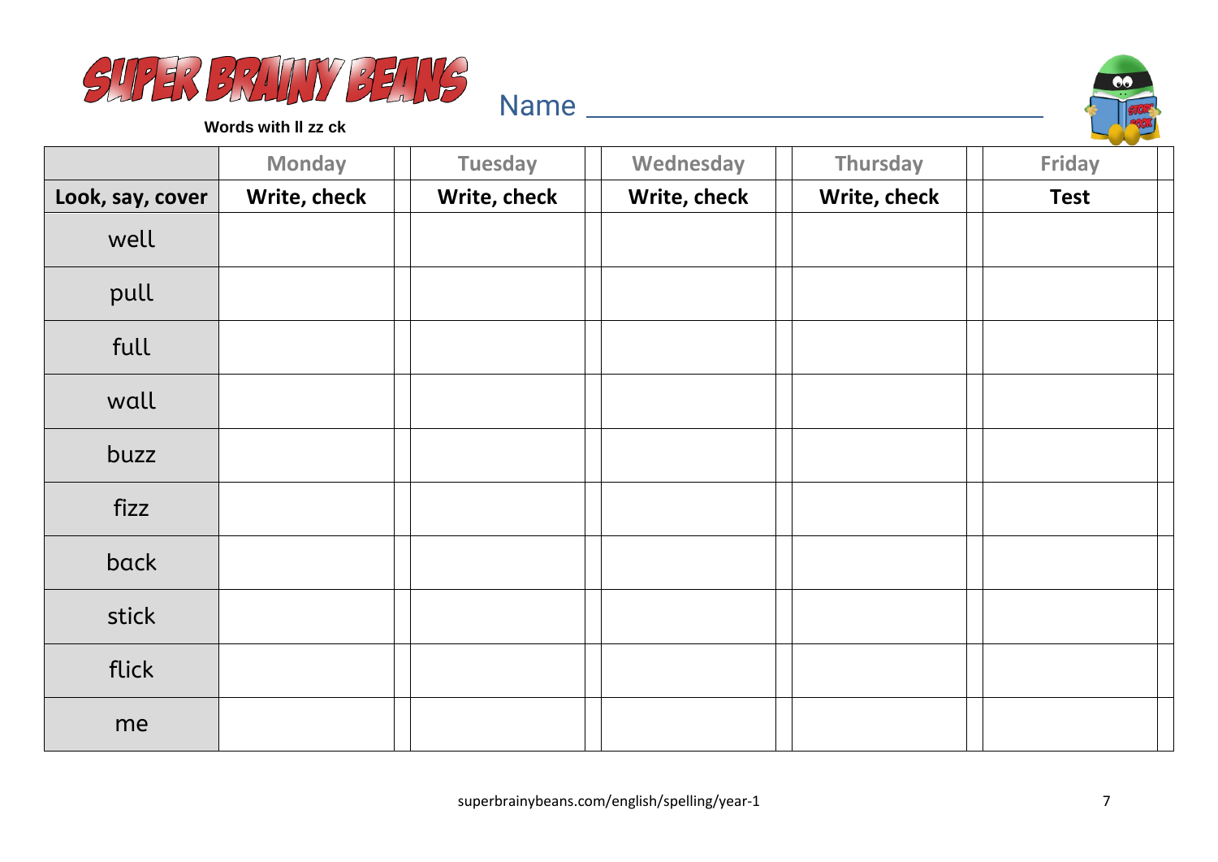# SUPER BRAINY BEANS

**Words with ll zz ck**

Name ________________________________

| | Monday | Tuesday | Wednesday | Thursday | Friday |
|---|---|---|---|---|---|
| **Look, say, cover** | **Write, check** | **Write, check** | **Write, check** | **Write, check** | **Test** |
| well | | | | | |
| pull | | | | | |
| full | | | | | |
| wall | | | | | |
| buzz | | | | | |
| fizz | | | | | |
| back | | | | | |
| stick | | | | | |
| flick | | | | | |
| me | | | | | |

superbrainybeans.com/english/spelling/year-1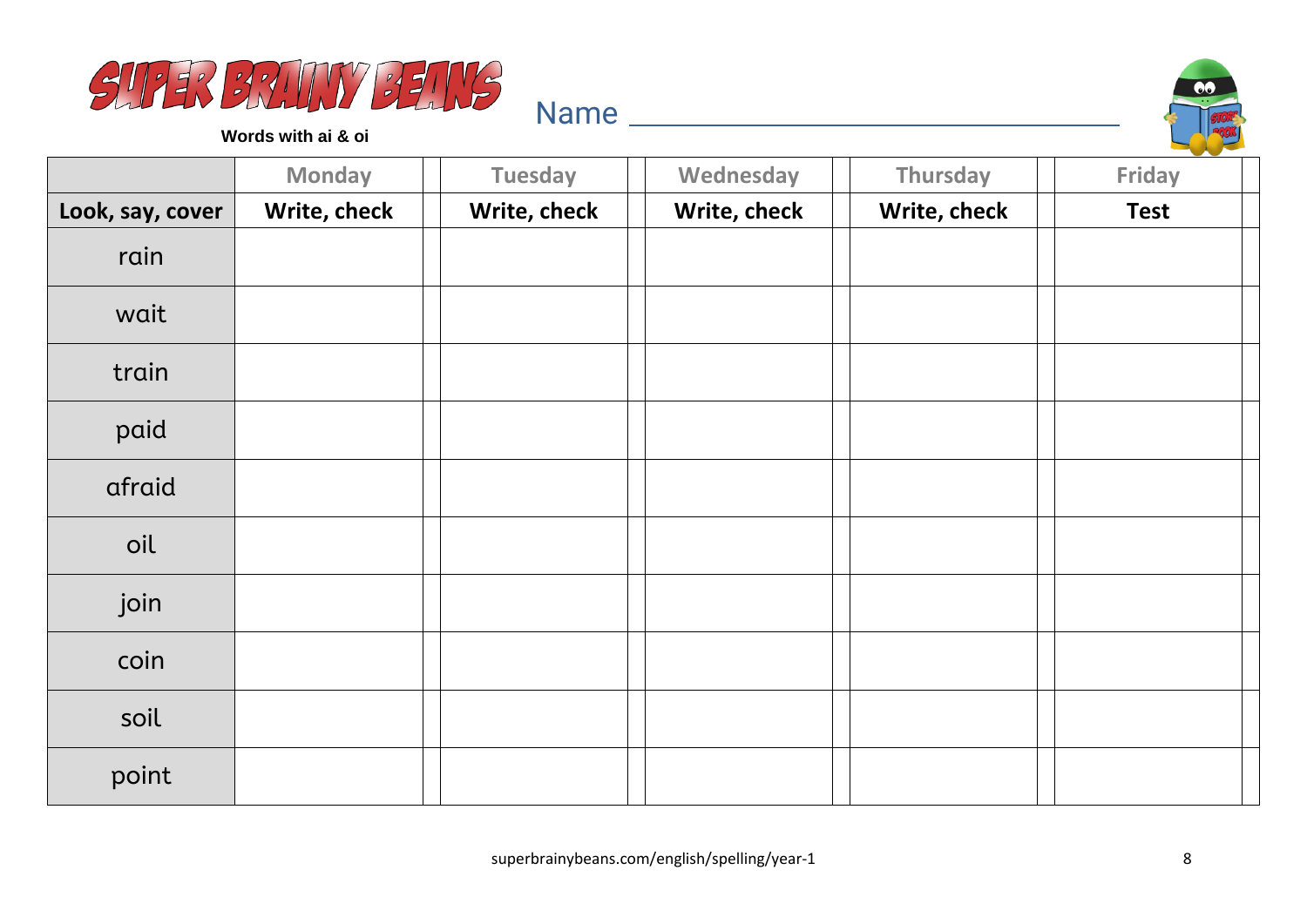# SUPER BRAINY BEANS

**Words with ai & oi**

Name ______________________________

| | Monday | Tuesday | Wednesday | Thursday | Friday |
|---|---|---|---|---|---|
| **Look, say, cover** | **Write, check** | **Write, check** | **Write, check** | **Write, check** | **Test** |
| rain | | | | | |
| wait | | | | | |
| train | | | | | |
| paid | | | | | |
| afraid | | | | | |
| oil | | | | | |
| join | | | | | |
| coin | | | | | |
| soil | | | | | |
| point | | | | | |

superbrainybeans.com/english/spelling/year-1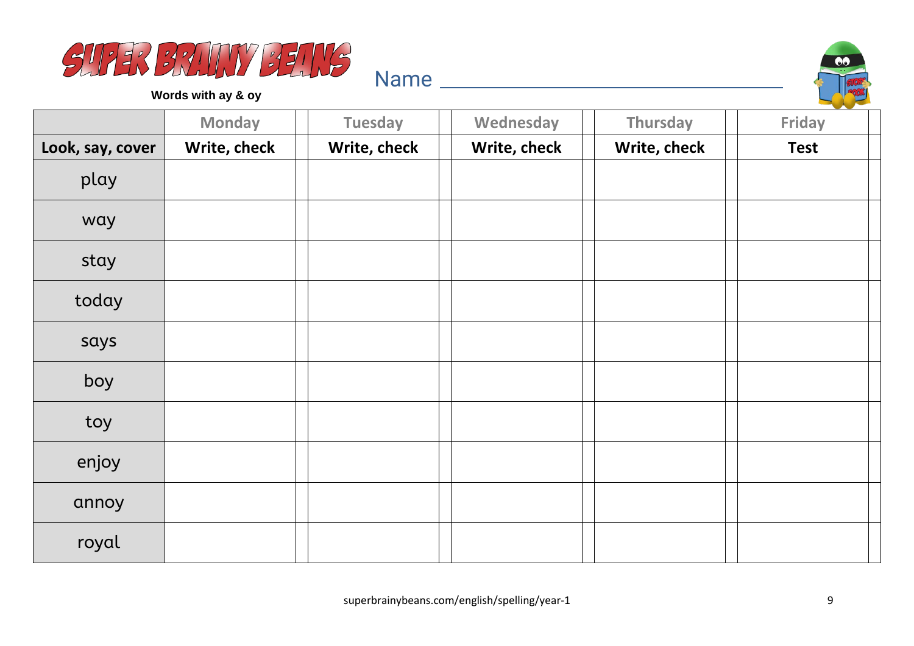# SUPER BRAINY BEANS

**Words with ay & oy**

Name ______________________________

| | Monday | Tuesday | Wednesday | Thursday | Friday |
|---|---|---|---|---|---|
| **Look, say, cover** | **Write, check** | **Write, check** | **Write, check** | **Write, check** | **Test** |
| play | | | | | |
| way | | | | | |
| stay | | | | | |
| today | | | | | |
| says | | | | | |
| boy | | | | | |
| toy | | | | | |
| enjoy | | | | | |
| annoy | | | | | |
| royal | | | | | |

superbrainybeans.com/english/spelling/year-1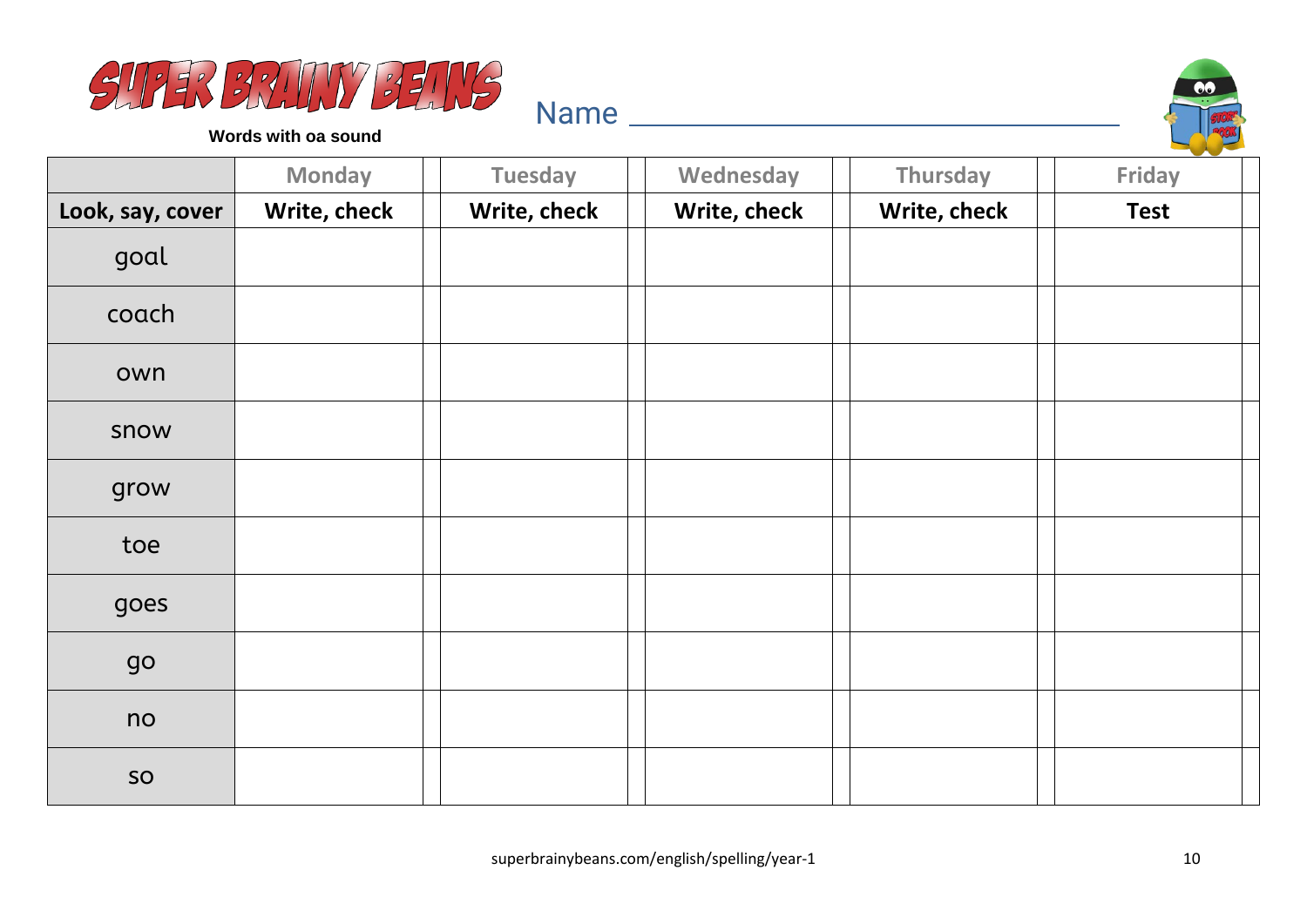# SUPER BRAINY BEANS

**Words with oa sound**

Name ______________________________

| | Monday | | Tuesday | | Wednesday | | Thursday | | Friday | |
|---|---|---|---|---|---|---|---|---|---|---|
| **Look, say, cover** | **Write, check** | | **Write, check** | | **Write, check** | | **Write, check** | | **Test** | |
| goal | | | | | | | | | | |
| coach | | | | | | | | | | |
| own | | | | | | | | | | |
| snow | | | | | | | | | | |
| grow | | | | | | | | | | |
| toe | | | | | | | | | | |
| goes | | | | | | | | | | |
| go | | | | | | | | | | |
| no | | | | | | | | | | |
| so | | | | | | | | | | |

superbrainybeans.com/english/spelling/year-1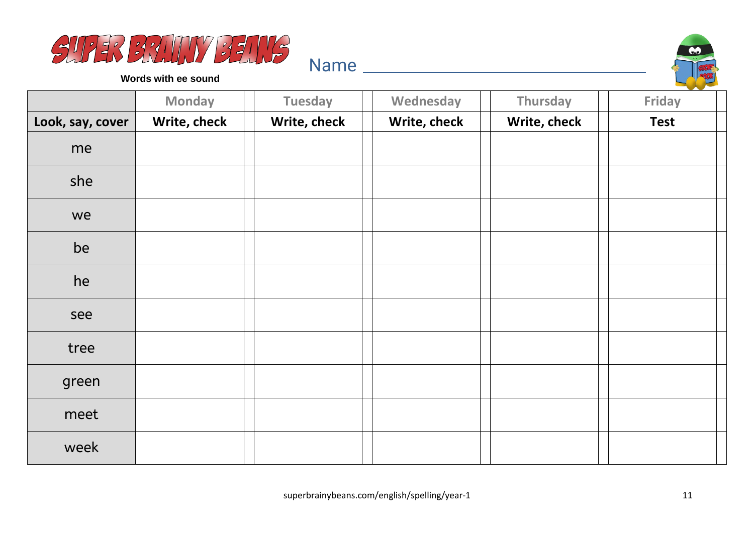SUPER BRAINY BEANS

Words with ee sound

Name ______________________________

| | Monday | Tuesday | Wednesday | Thursday | Friday |
|---|---|---|---|---|---|
| **Look, say, cover** | **Write, check** | **Write, check** | **Write, check** | **Write, check** | **Test** |
| me | | | | | |
| she | | | | | |
| we | | | | | |
| be | | | | | |
| he | | | | | |
| see | | | | | |
| tree | | | | | |
| green | | | | | |
| meet | | | | | |
| week | | | | | |

superbrainybeans.com/english/spelling/year-1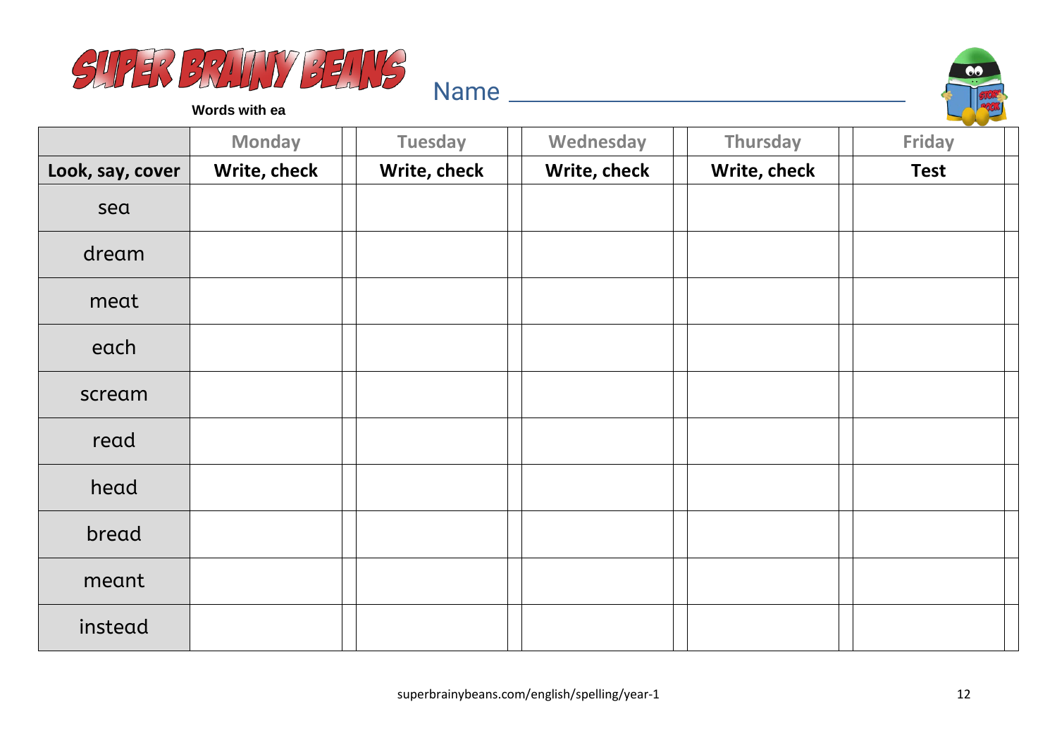# SUPER BRAINY BEANS

**Words with ea**

Name ________________________________

| | Monday | Tuesday | Wednesday | Thursday | Friday |
|---|---|---|---|---|---|
| **Look, say, cover** | **Write, check** | **Write, check** | **Write, check** | **Write, check** | **Test** |
| sea | | | | | |
| dream | | | | | |
| meat | | | | | |
| each | | | | | |
| scream | | | | | |
| read | | | | | |
| head | | | | | |
| bread | | | | | |
| meant | | | | | |
| instead | | | | | |

superbrainybeans.com/english/spelling/year-1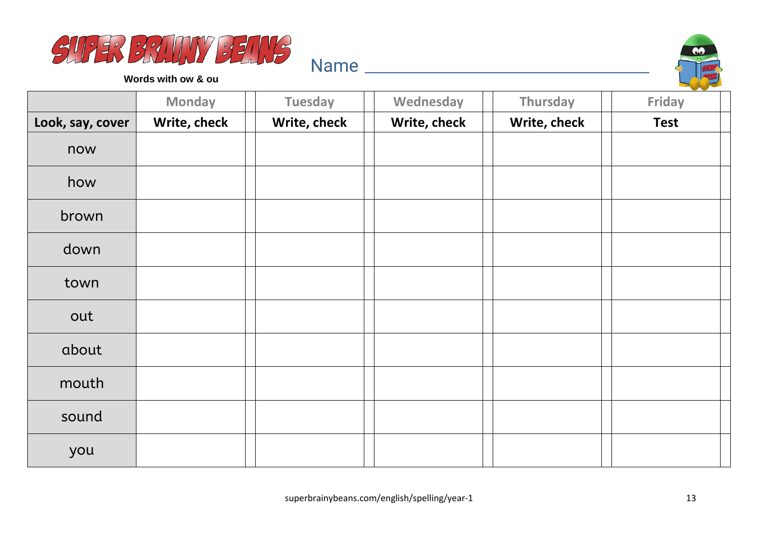# SUPER BRAINY BEANS

**Words with ow & ou**

Name ______________________________

| | Monday | | Tuesday | | Wednesday | | Thursday | | Friday | |
|---|---|---|---|---|---|---|---|---|---|---|
| **Look, say, cover** | **Write, check** | | **Write, check** | | **Write, check** | | **Write, check** | | **Test** | |
| now | | | | | | | | | | |
| how | | | | | | | | | | |
| brown | | | | | | | | | | |
| down | | | | | | | | | | |
| town | | | | | | | | | | |
| out | | | | | | | | | | |
| about | | | | | | | | | | |
| mouth | | | | | | | | | | |
| sound | | | | | | | | | | |
| you | | | | | | | | | | |

superbrainybeans.com/english/spelling/year-1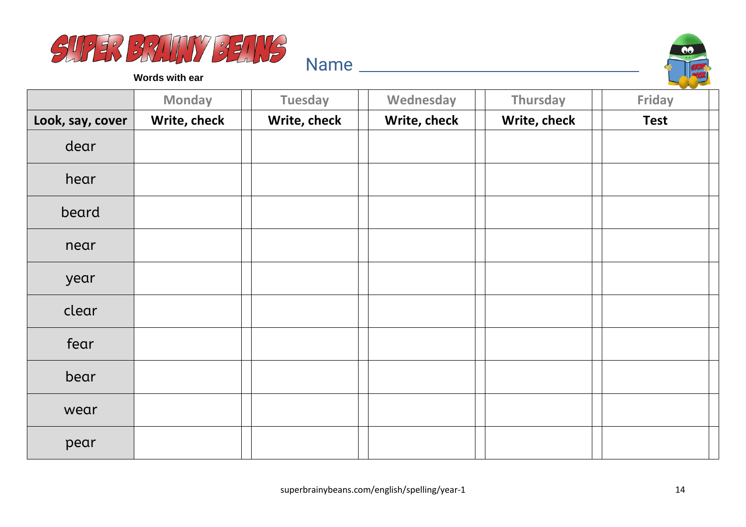SUPER BRAINY BEANS

**Words with ear**

Name ______________________________

| | Monday | | Tuesday | | Wednesday | | Thursday | | Friday | |
|---|---|---|---|---|---|---|---|---|---|---|
| **Look, say, cover** | **Write, check** | | **Write, check** | | **Write, check** | | **Write, check** | | **Test** | |
| dear | | | | | | | | | | |
| hear | | | | | | | | | | |
| beard | | | | | | | | | | |
| near | | | | | | | | | | |
| year | | | | | | | | | | |
| clear | | | | | | | | | | |
| fear | | | | | | | | | | |
| bear | | | | | | | | | | |
| wear | | | | | | | | | | |
| pear | | | | | | | | | | |

superbrainybeans.com/english/spelling/year-1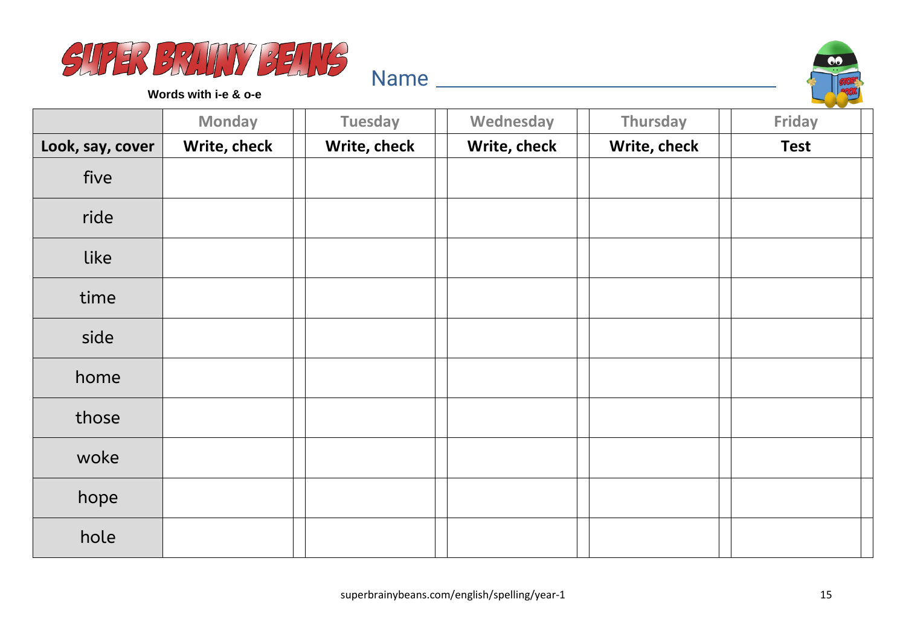# SUPER BRAINY BEANS

**Words with i-e & o-e**

Name ________________________________

| | Monday | | Tuesday | | Wednesday | | Thursday | | Friday | |
|---|---|---|---|---|---|---|---|---|---|---|
| **Look, say, cover** | **Write, check** | | **Write, check** | | **Write, check** | | **Write, check** | | **Test** | |
| five | | | | | | | | | | |
| ride | | | | | | | | | | |
| like | | | | | | | | | | |
| time | | | | | | | | | | |
| side | | | | | | | | | | |
| home | | | | | | | | | | |
| those | | | | | | | | | | |
| woke | | | | | | | | | | |
| hope | | | | | | | | | | |
| hole | | | | | | | | | | |

superbrainybeans.com/english/spelling/year-1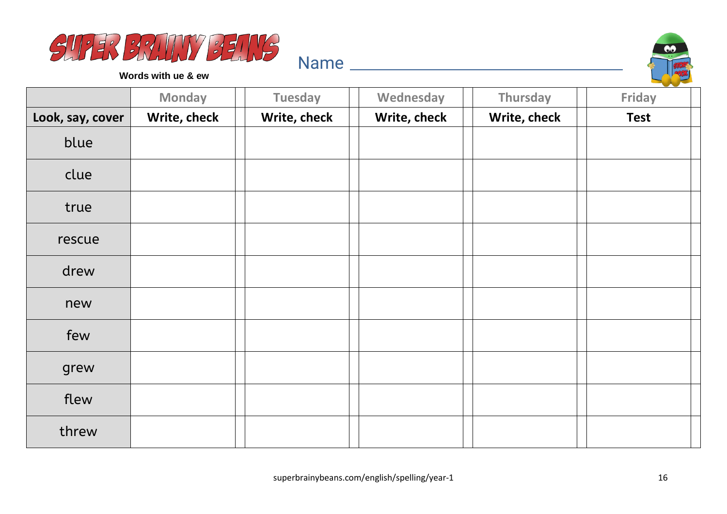# SUPER BRAINY BEANS

**Words with ue & ew**

Name ______________________________

| | Monday | Tuesday | Wednesday | Thursday | Friday |
|---|---|---|---|---|---|
| **Look, say, cover** | **Write, check** | **Write, check** | **Write, check** | **Write, check** | **Test** |
| blue | | | | | |
| clue | | | | | |
| true | | | | | |
| rescue | | | | | |
| drew | | | | | |
| new | | | | | |
| few | | | | | |
| grew | | | | | |
| flew | | | | | |
| threw | | | | | |

superbrainybeans.com/english/spelling/year-1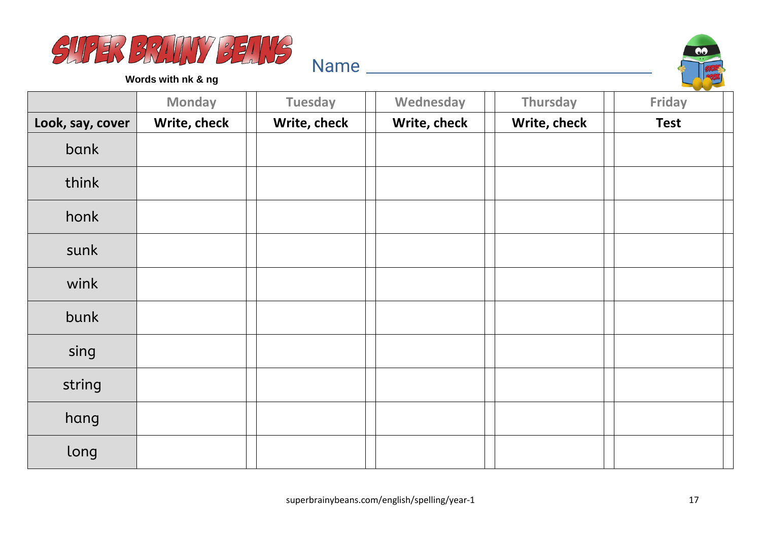# SUPER BRAINY BEANS

**Words with nk & ng**

Name ______________________________

| | Monday | | Tuesday | | Wednesday | | Thursday | | Friday | |
|---|---|---|---|---|---|---|---|---|---|---|
| **Look, say, cover** | **Write, check** | | **Write, check** | | **Write, check** | | **Write, check** | | **Test** | |
| bank | | | | | | | | | | |
| think | | | | | | | | | | |
| honk | | | | | | | | | | |
| sunk | | | | | | | | | | |
| wink | | | | | | | | | | |
| bunk | | | | | | | | | | |
| sing | | | | | | | | | | |
| string | | | | | | | | | | |
| hang | | | | | | | | | | |
| long | | | | | | | | | | |

superbrainybeans.com/english/spelling/year-1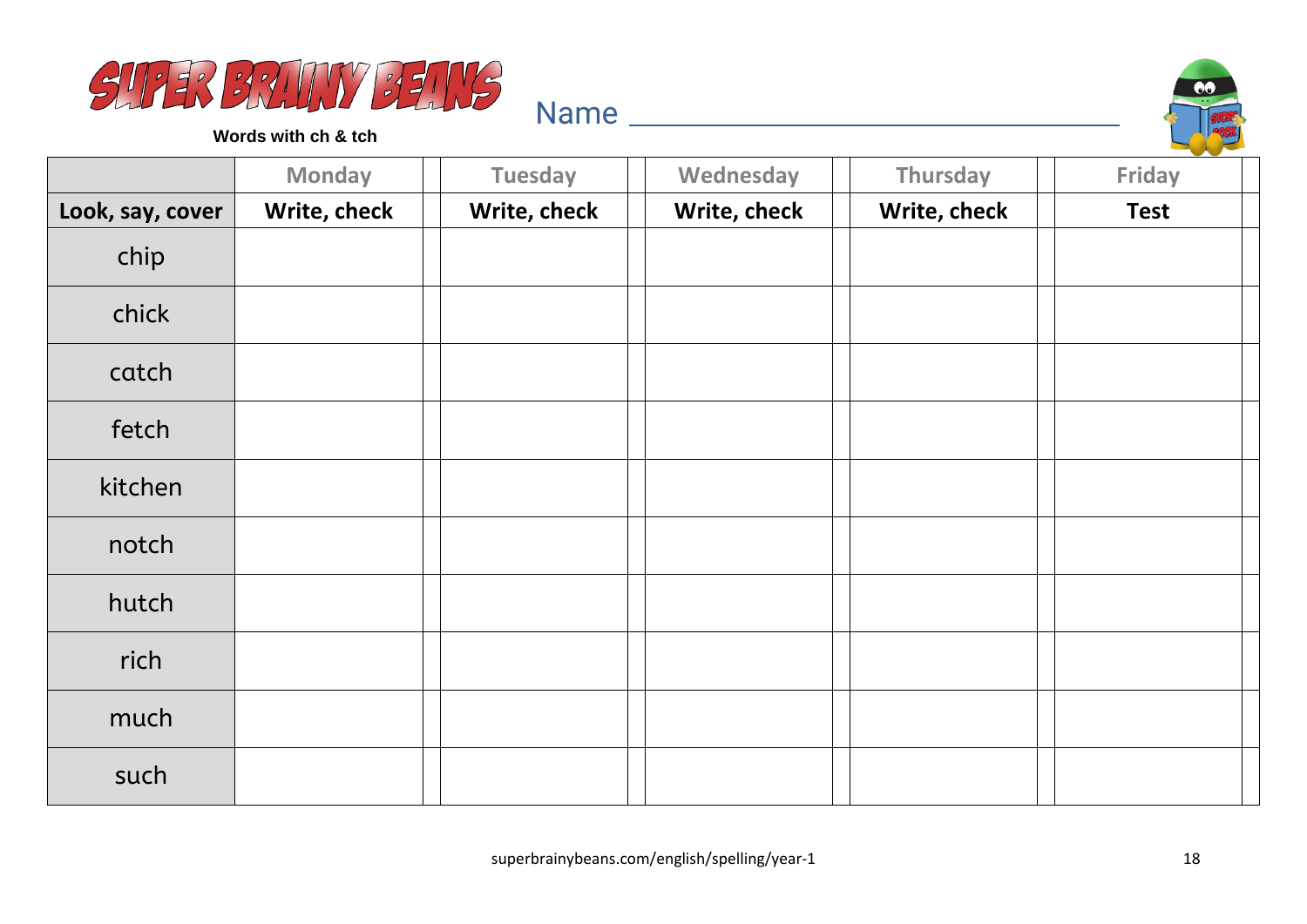# SUPER BRAINY BEANS

**Words with ch & tch**

Name ________________________________

| | Monday | Tuesday | Wednesday | Thursday | Friday |
|---|---|---|---|---|---|
| **Look, say, cover** | **Write, check** | **Write, check** | **Write, check** | **Write, check** | **Test** |
| chip | | | | | |
| chick | | | | | |
| catch | | | | | |
| fetch | | | | | |
| kitchen | | | | | |
| notch | | | | | |
| hutch | | | | | |
| rich | | | | | |
| much | | | | | |
| such | | | | | |

superbrainybeans.com/english/spelling/year-1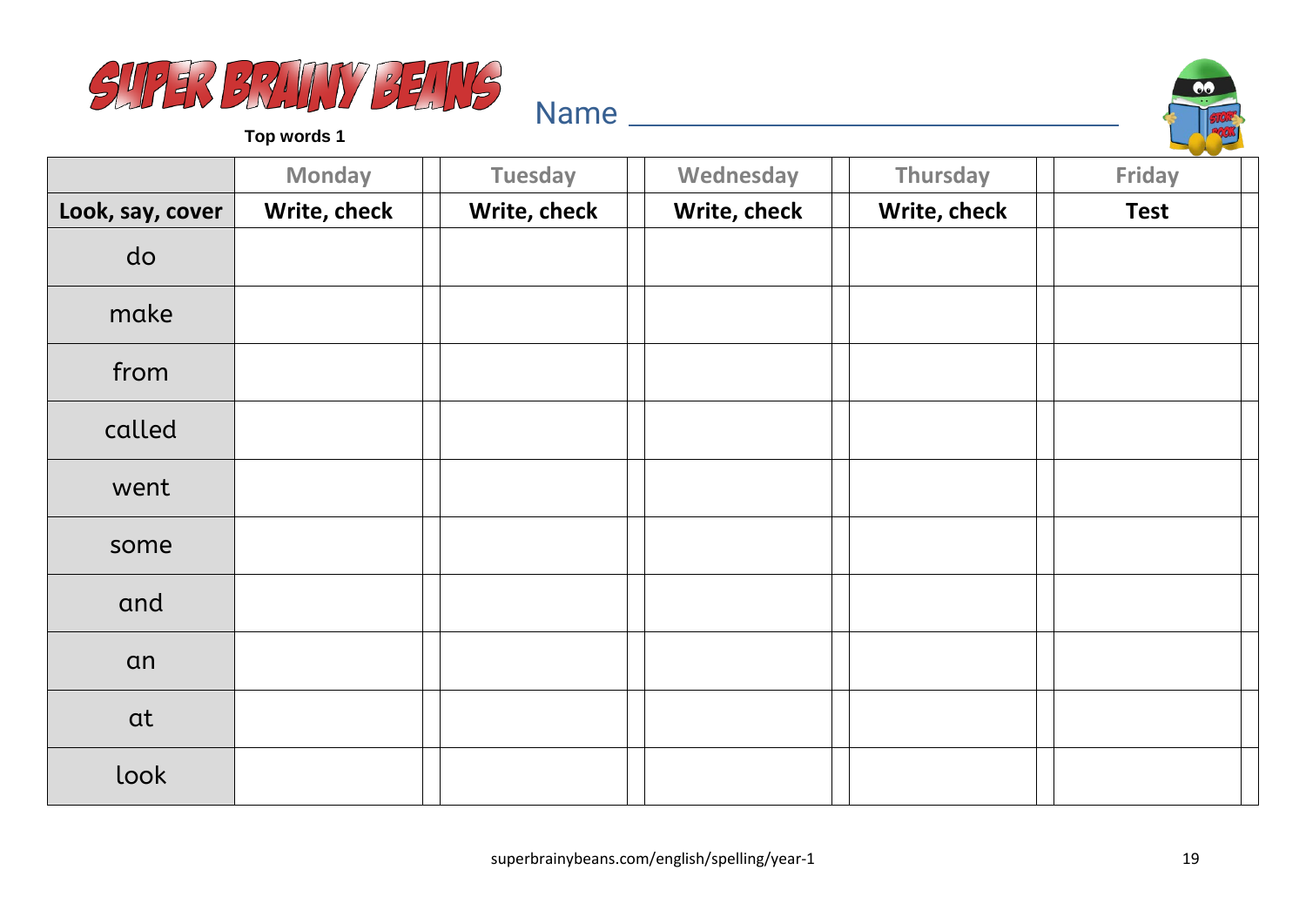# SUPER BRAINY BEANS

**Top words 1**

Name ______________________________

| | Monday | Tuesday | Wednesday | Thursday | Friday |
|---|---|---|---|---|---|
| **Look, say, cover** | **Write, check** | **Write, check** | **Write, check** | **Write, check** | **Test** |
| do | | | | | |
| make | | | | | |
| from | | | | | |
| called | | | | | |
| went | | | | | |
| some | | | | | |
| and | | | | | |
| an | | | | | |
| at | | | | | |
| look | | | | | |

superbrainybeans.com/english/spelling/year-1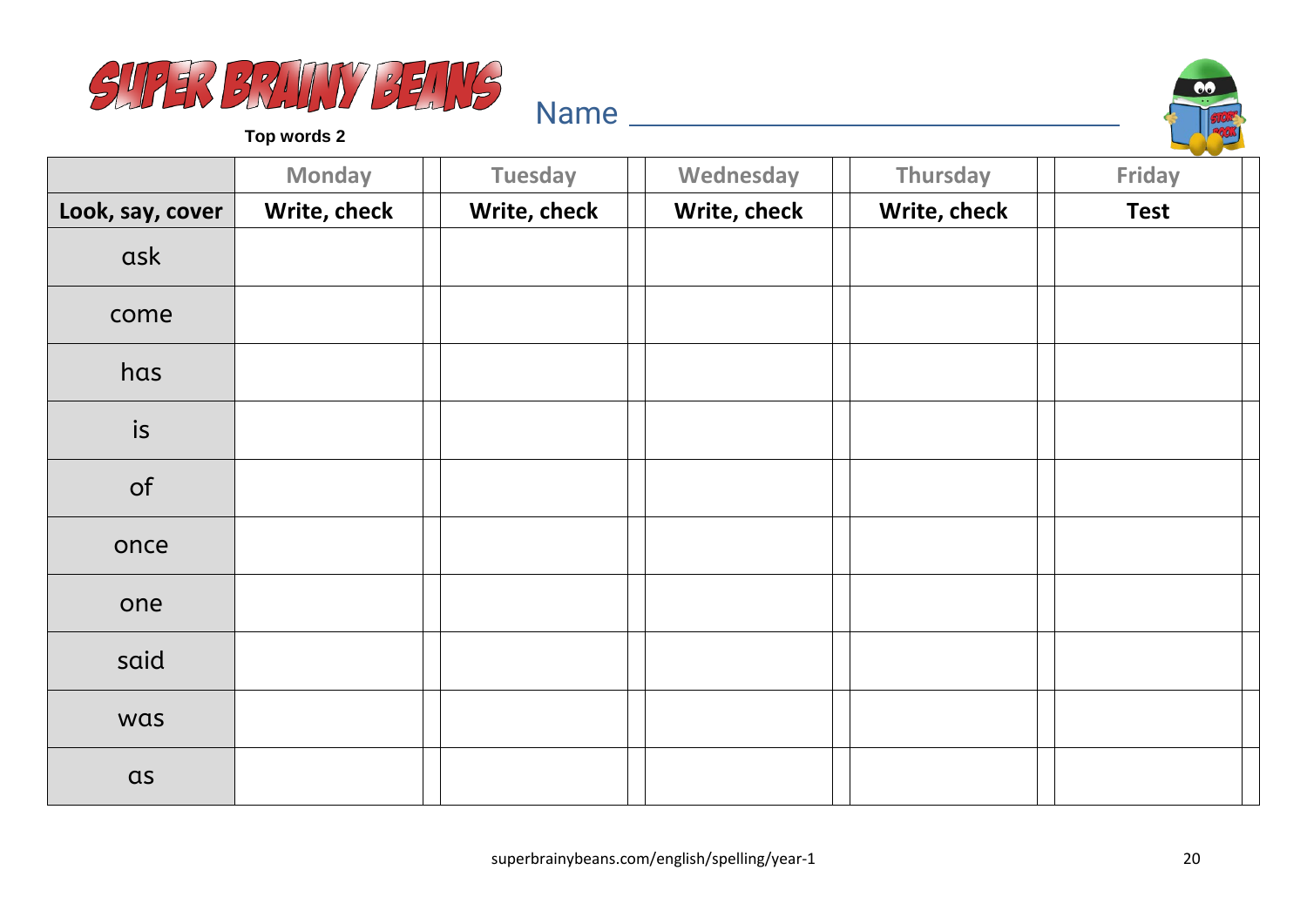SUPER BRAINY BEANS

**Top words 2**

Name ______________________________

| | Monday | | Tuesday | | Wednesday | | Thursday | | Friday | |
|---|---|---|---|---|---|---|---|---|---|---|
| **Look, say, cover** | **Write, check** | | **Write, check** | | **Write, check** | | **Write, check** | | **Test** | |
| ask | | | | | | | | | | |
| come | | | | | | | | | | |
| has | | | | | | | | | | |
| is | | | | | | | | | | |
| of | | | | | | | | | | |
| once | | | | | | | | | | |
| one | | | | | | | | | | |
| said | | | | | | | | | | |
| was | | | | | | | | | | |
| as | | | | | | | | | | |

superbrainybeans.com/english/spelling/year-1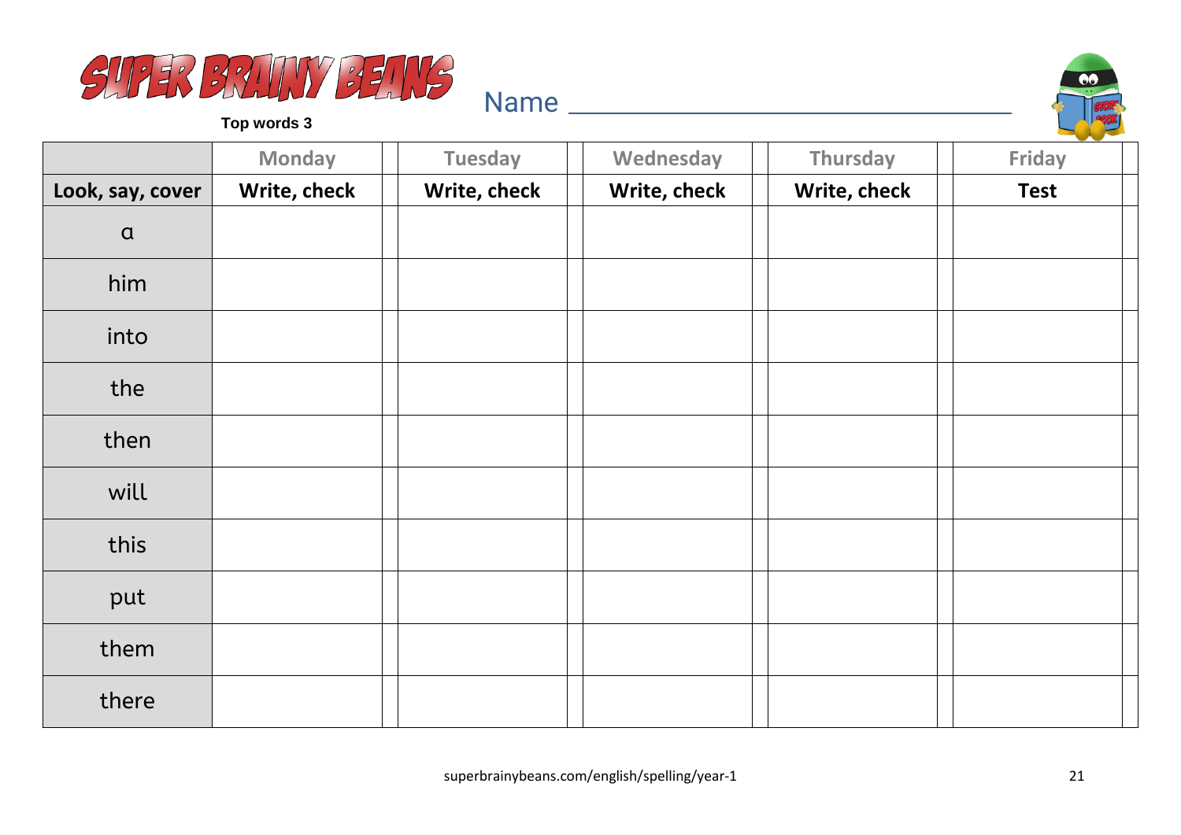SUPER BRAINY BEANS

Top words 3

Name ______________________________

| | Monday | | Tuesday | | Wednesday | | Thursday | | Friday | |
|---|---|---|---|---|---|---|---|---|---|---|
| **Look, say, cover** | **Write, check** | | **Write, check** | | **Write, check** | | **Write, check** | | **Test** | |
| a | | | | | | | | | | |
| him | | | | | | | | | | |
| into | | | | | | | | | | |
| the | | | | | | | | | | |
| then | | | | | | | | | | |
| will | | | | | | | | | | |
| this | | | | | | | | | | |
| put | | | | | | | | | | |
| them | | | | | | | | | | |
| there | | | | | | | | | | |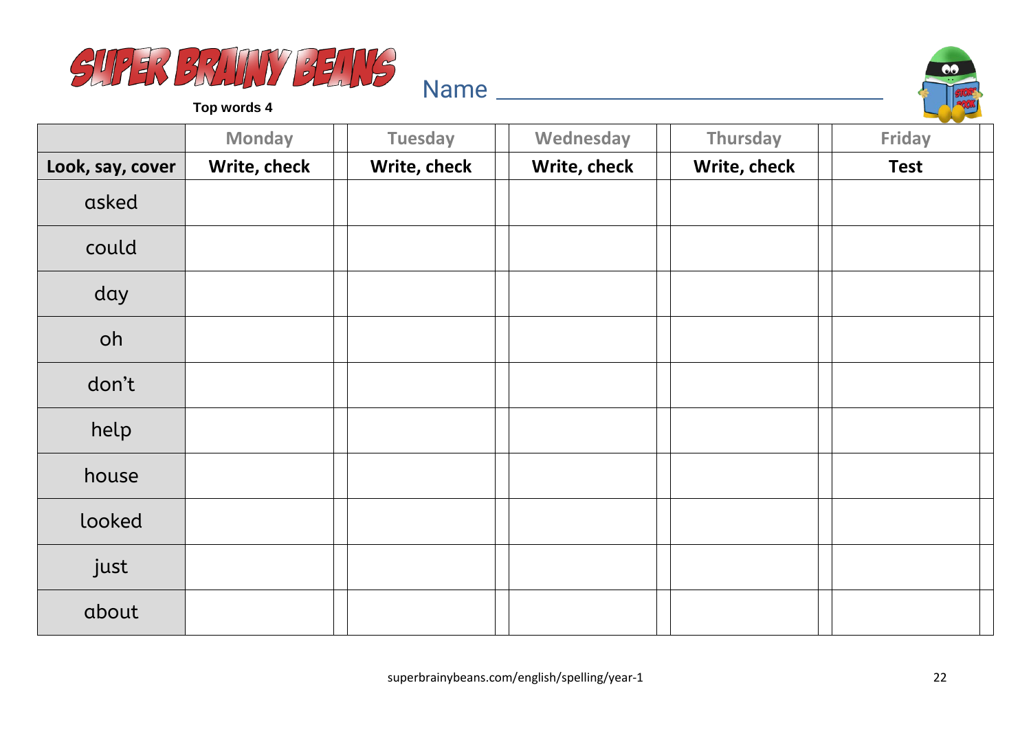# SUPER BRAINY BEANS

**Top words 4**

Name ______________________________

| | Monday | | Tuesday | | Wednesday | | Thursday | | Friday | |
|---|---|---|---|---|---|---|---|---|---|---|
| **Look, say, cover** | **Write, check** | | **Write, check** | | **Write, check** | | **Write, check** | | **Test** | |
| asked | | | | | | | | | | |
| could | | | | | | | | | | |
| day | | | | | | | | | | |
| oh | | | | | | | | | | |
| don't | | | | | | | | | | |
| help | | | | | | | | | | |
| house | | | | | | | | | | |
| looked | | | | | | | | | | |
| just | | | | | | | | | | |
| about | | | | | | | | | | |

superbrainybeans.com/english/spelling/year-1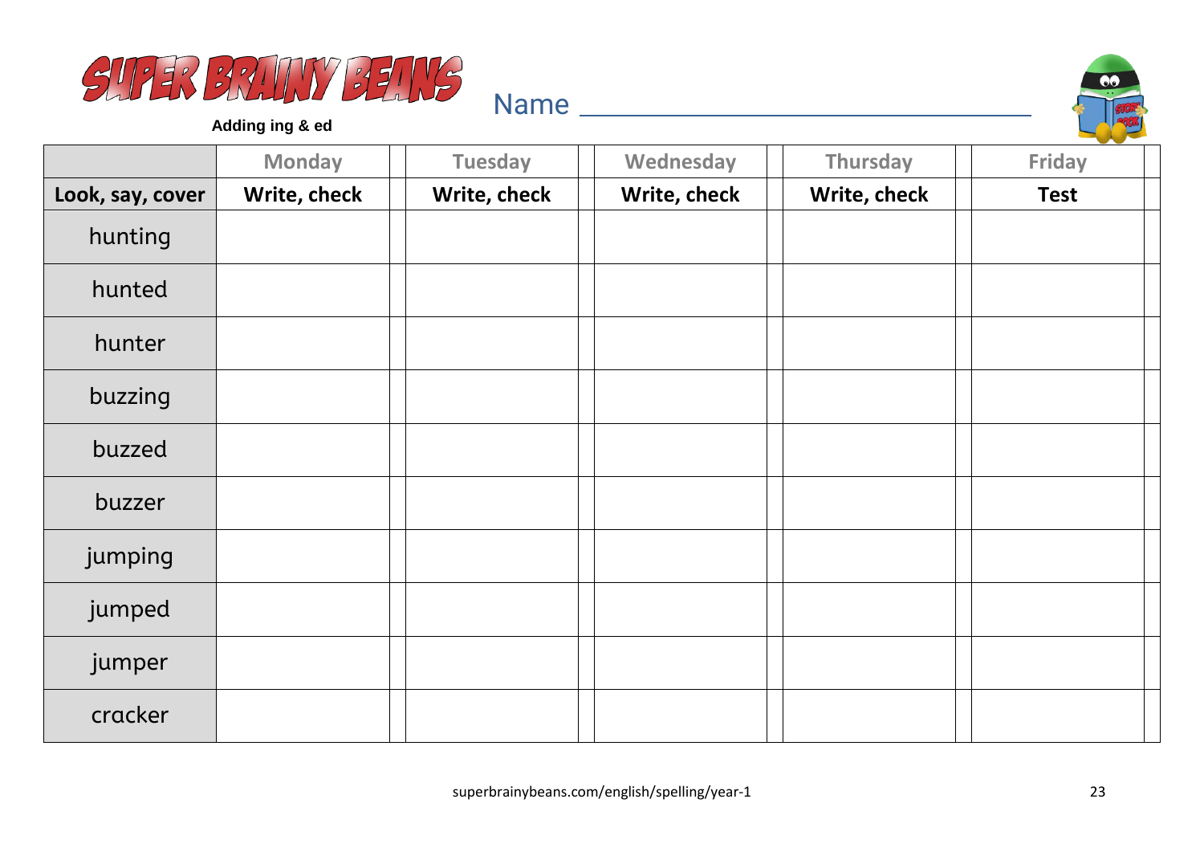# SUPER BRAINY BEANS

**Adding ing & ed**

Name ___________________________________

| | Monday | Tuesday | Wednesday | Thursday | Friday |
|---|---|---|---|---|---|
| **Look, say, cover** | **Write, check** | **Write, check** | **Write, check** | **Write, check** | **Test** |
| hunting | | | | | |
| hunted | | | | | |
| hunter | | | | | |
| buzzing | | | | | |
| buzzed | | | | | |
| buzzer | | | | | |
| jumping | | | | | |
| jumped | | | | | |
| jumper | | | | | |
| cracker | | | | | |

superbrainybeans.com/english/spelling/year-1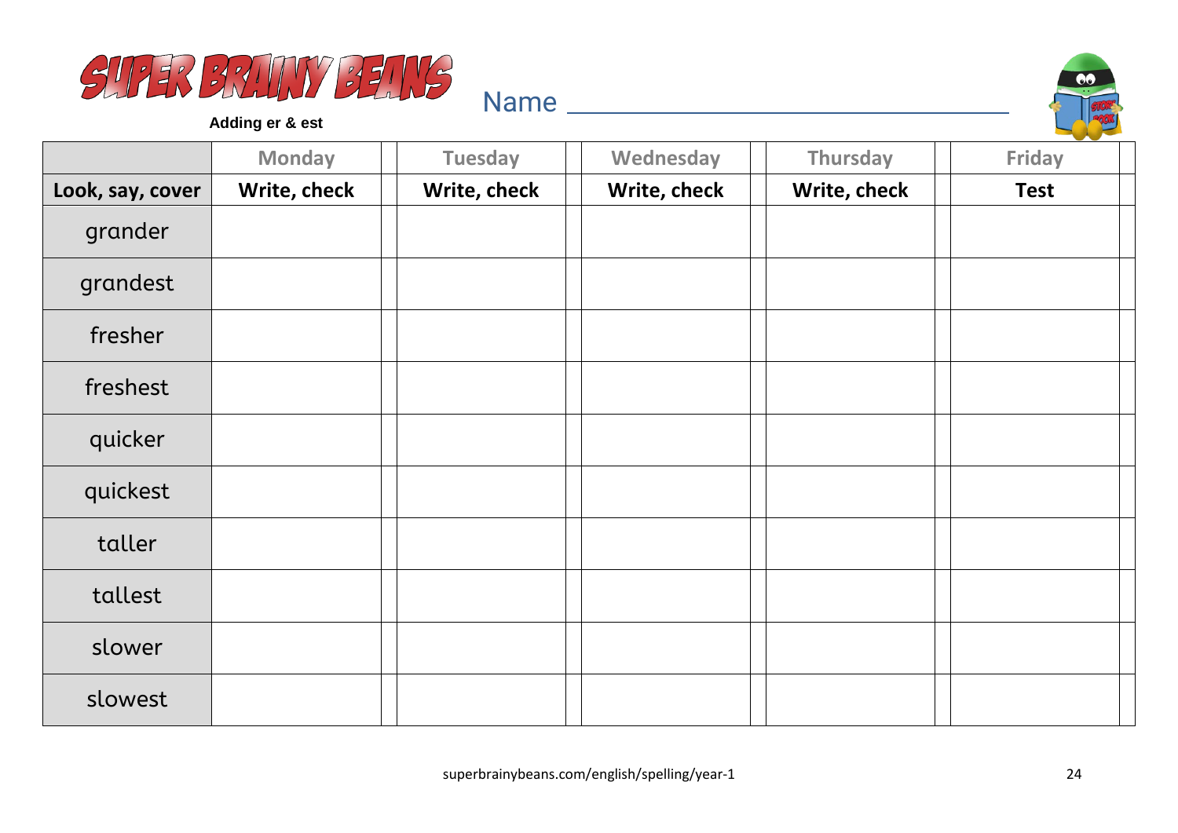# SUPER BRAINY BEANS

**Adding er & est**

Name ______________________________

| | Monday | Tuesday | Wednesday | Thursday | Friday |
|---|---|---|---|---|---|
| **Look, say, cover** | **Write, check** | **Write, check** | **Write, check** | **Write, check** | **Test** |
| grander | | | | | |
| grandest | | | | | |
| fresher | | | | | |
| freshest | | | | | |
| quicker | | | | | |
| quickest | | | | | |
| taller | | | | | |
| tallest | | | | | |
| slower | | | | | |
| slowest | | | | | |

superbrainybeans.com/english/spelling/year-1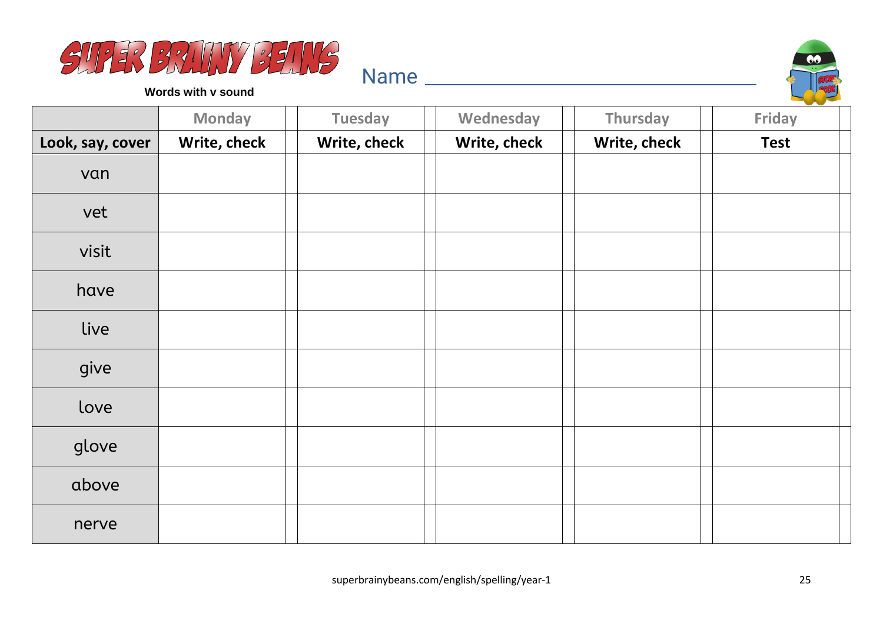# SUPER BRAINY BEANS

**Words with v sound**

Name ______________________________

| | Monday | Tuesday | Wednesday | Thursday | Friday |
|---|---|---|---|---|---|
| **Look, say, cover** | **Write, check** | **Write, check** | **Write, check** | **Write, check** | **Test** |
| van | | | | | |
| vet | | | | | |
| visit | | | | | |
| have | | | | | |
| live | | | | | |
| give | | | | | |
| love | | | | | |
| glove | | | | | |
| above | | | | | |
| nerve | | | | | |

superbrainybeans.com/english/spelling/year-1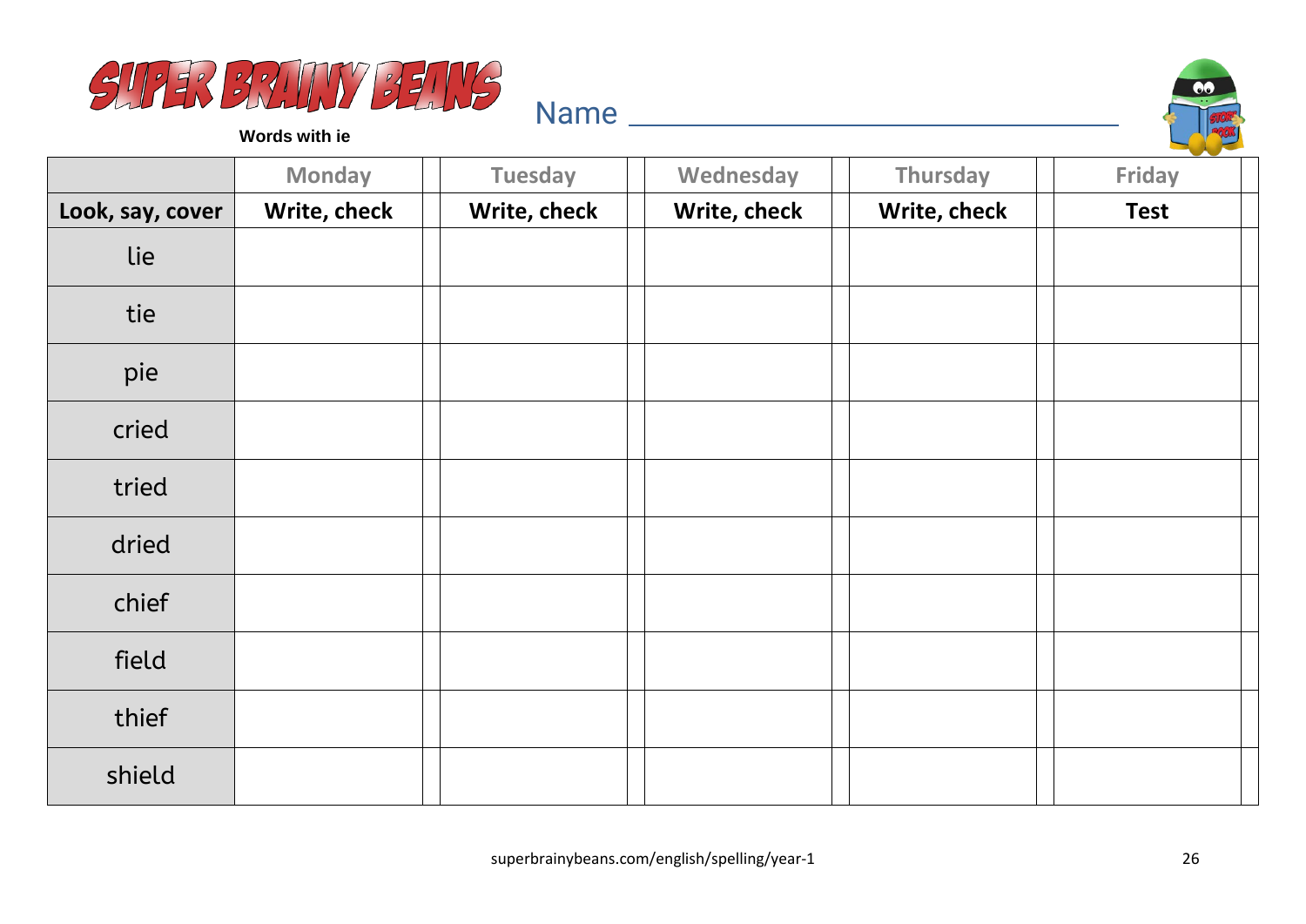# SUPER BRAINY BEANS

**Words with ie**

Name ________________________________

| | Monday | Tuesday | Wednesday | Thursday | Friday |
|---|---|---|---|---|---|
| **Look, say, cover** | **Write, check** | **Write, check** | **Write, check** | **Write, check** | **Test** |
| lie | | | | | |
| tie | | | | | |
| pie | | | | | |
| cried | | | | | |
| tried | | | | | |
| dried | | | | | |
| chief | | | | | |
| field | | | | | |
| thief | | | | | |
| shield | | | | | |

superbrainybeans.com/english/spelling/year-1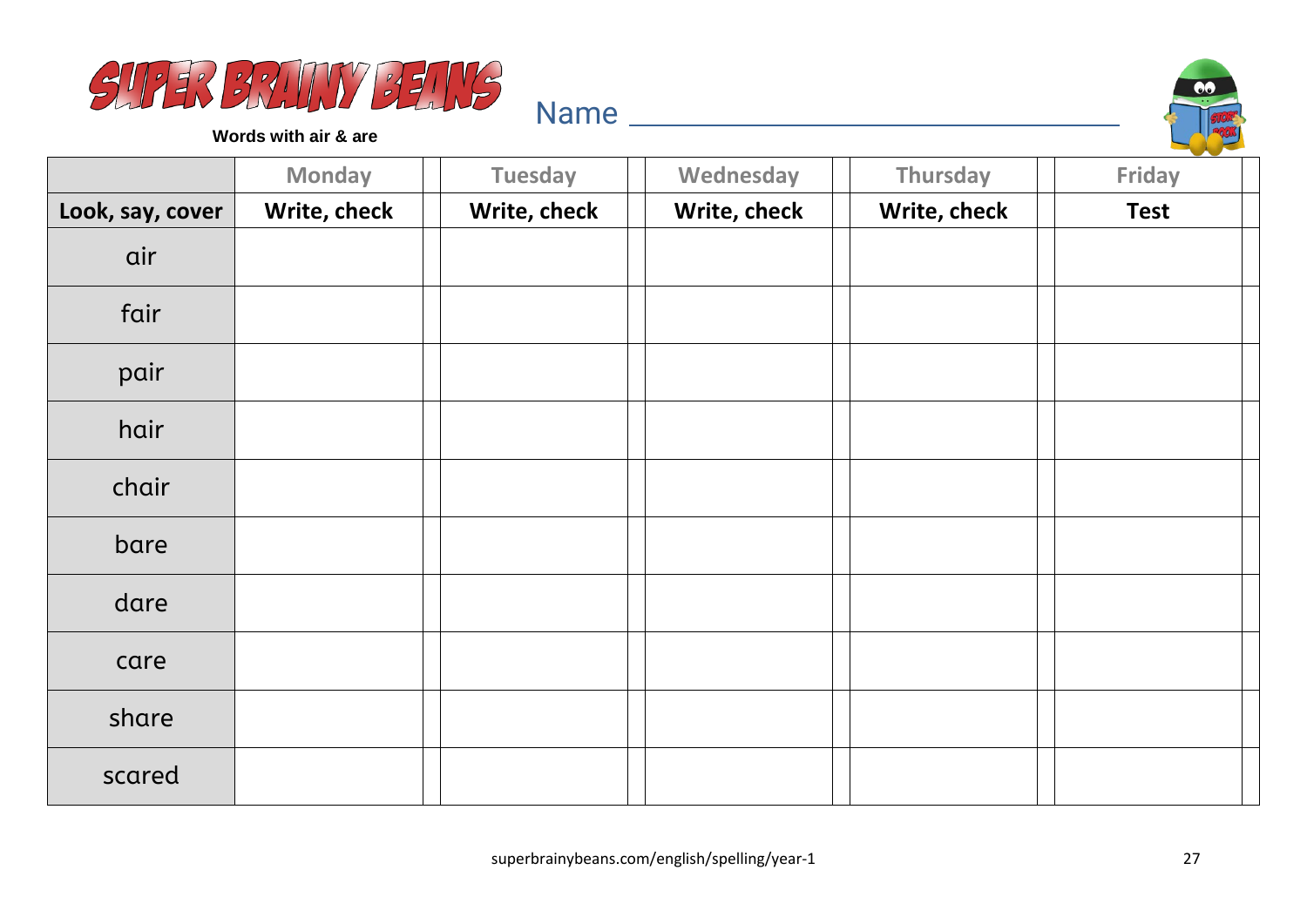# SUPER BRAINY BEANS

**Words with air & are**

Name ______________________________

| | Monday | Tuesday | Wednesday | Thursday | Friday |
|---|---|---|---|---|---|
| **Look, say, cover** | **Write, check** | **Write, check** | **Write, check** | **Write, check** | **Test** |
| air | | | | | |
| fair | | | | | |
| pair | | | | | |
| hair | | | | | |
| chair | | | | | |
| bare | | | | | |
| dare | | | | | |
| care | | | | | |
| share | | | | | |
| scared | | | | | |

superbrainybeans.com/english/spelling/year-1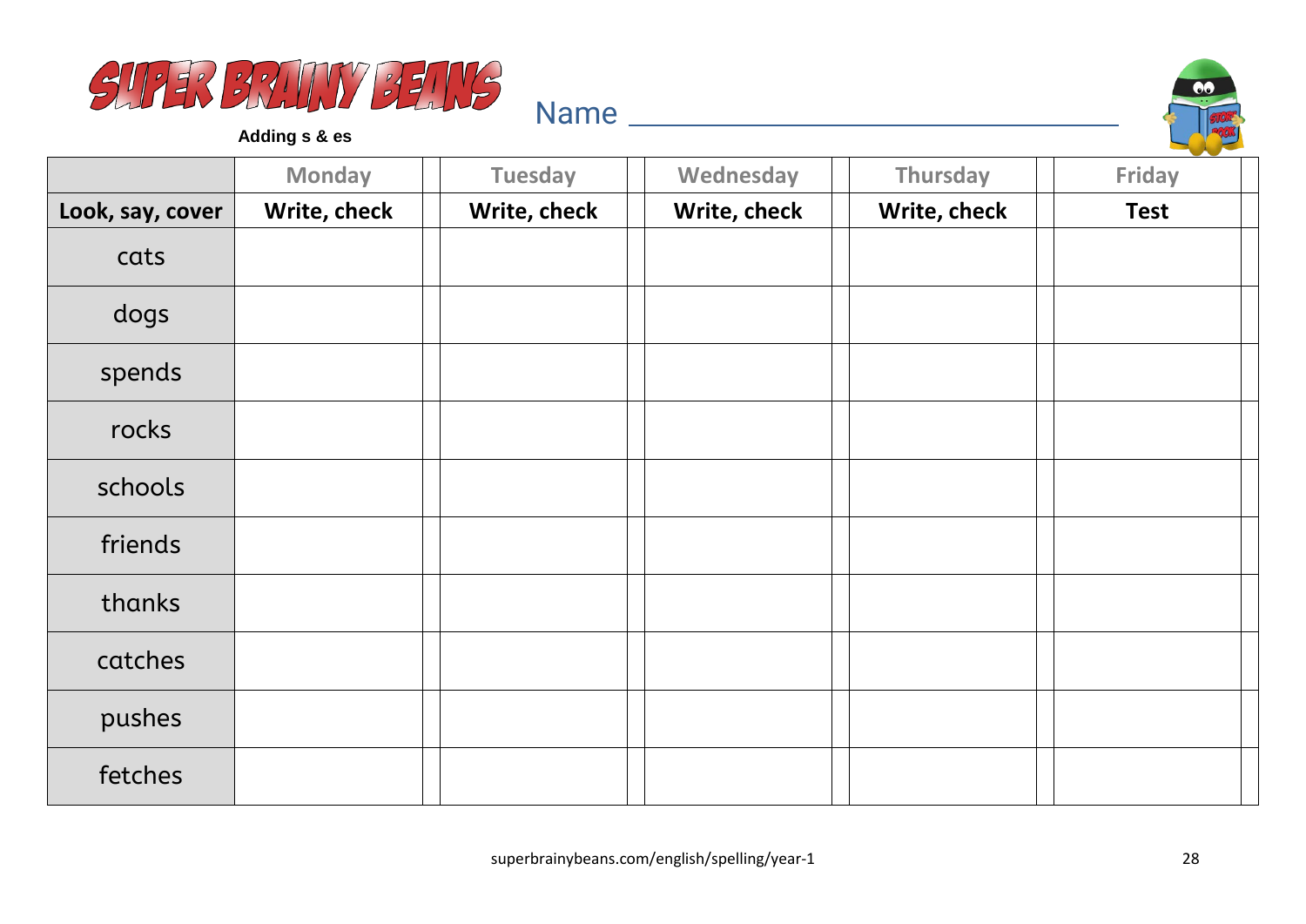# SUPER BRAINY BEANS

**Adding s & es**

Name ______________________________

| | Monday | | Tuesday | | Wednesday | | Thursday | | Friday | |
|---|---|---|---|---|---|---|---|---|---|---|
| **Look, say, cover** | **Write, check** | | **Write, check** | | **Write, check** | | **Write, check** | | **Test** | |
| cats | | | | | | | | | | |
| dogs | | | | | | | | | | |
| spends | | | | | | | | | | |
| rocks | | | | | | | | | | |
| schools | | | | | | | | | | |
| friends | | | | | | | | | | |
| thanks | | | | | | | | | | |
| catches | | | | | | | | | | |
| pushes | | | | | | | | | | |
| fetches | | | | | | | | | | |

superbrainybeans.com/english/spelling/year-1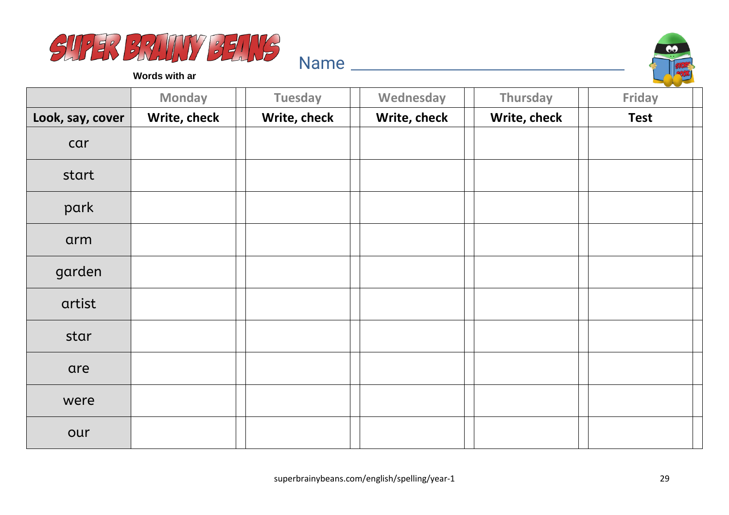# SUPER BRAINY BEANS

**Words with ar**

Name ______________________________

| | Monday | Tuesday | Wednesday | Thursday | Friday |
|---|---|---|---|---|---|
| **Look, say, cover** | **Write, check** | **Write, check** | **Write, check** | **Write, check** | **Test** |
| car | | | | | |
| start | | | | | |
| park | | | | | |
| arm | | | | | |
| garden | | | | | |
| artist | | | | | |
| star | | | | | |
| are | | | | | |
| were | | | | | |
| our | | | | | |

superbrainybeans.com/english/spelling/year-1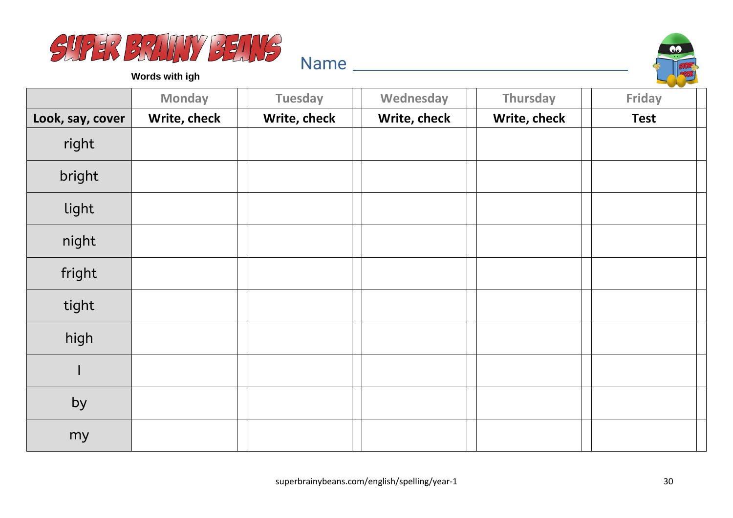# SUPER BRAINY BEANS

**Words with igh**

Name ______________________________

| | Monday | Tuesday | Wednesday | Thursday | Friday |
|---|---|---|---|---|---|
| **Look, say, cover** | **Write, check** | **Write, check** | **Write, check** | **Write, check** | **Test** |
| right | | | | | |
| bright | | | | | |
| light | | | | | |
| night | | | | | |
| fright | | | | | |
| tight | | | | | |
| high | | | | | |
| I | | | | | |
| by | | | | | |
| my | | | | | |

superbrainybeans.com/english/spelling/year-1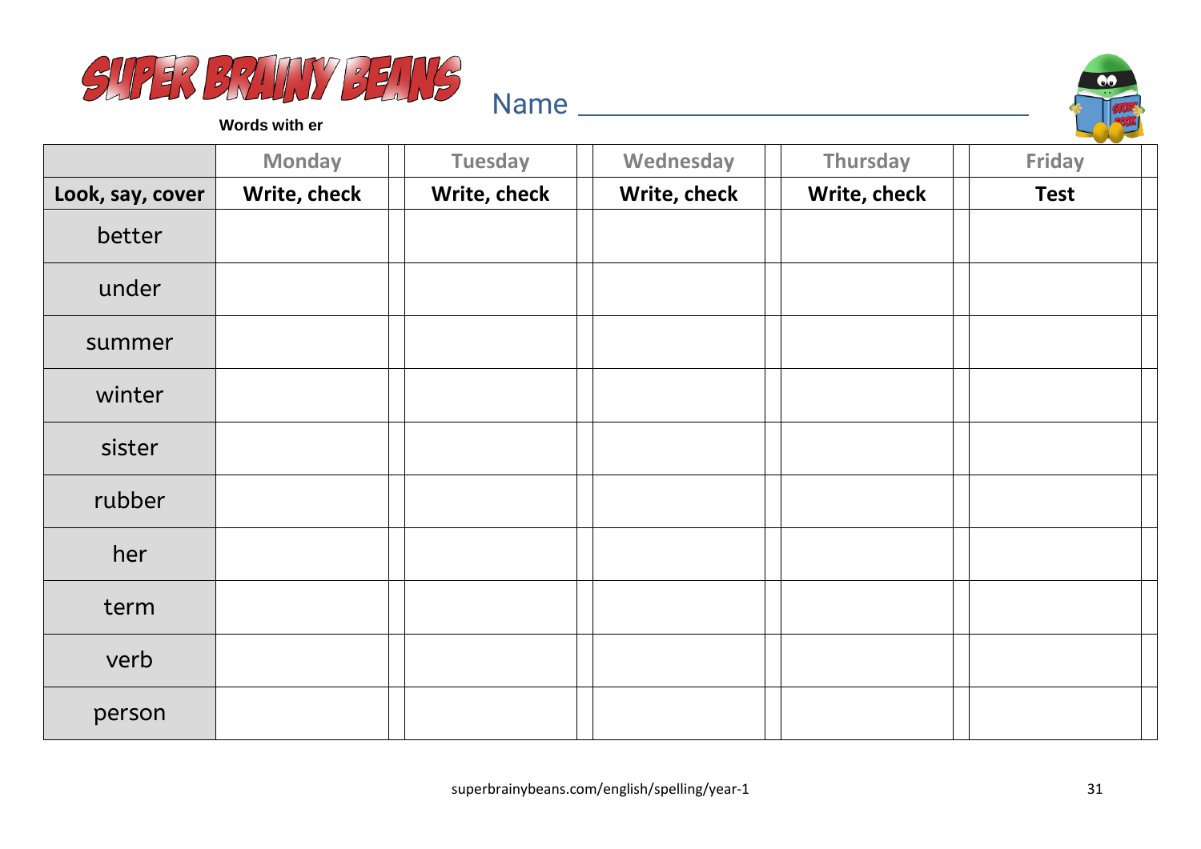# SUPER BRAINY BEANS

**Words with er**

Name ________________________________

| | Monday | Tuesday | Wednesday | Thursday | Friday |
|---|---|---|---|---|---|
| **Look, say, cover** | **Write, check** | **Write, check** | **Write, check** | **Write, check** | **Test** |
| better | | | | | |
| under | | | | | |
| summer | | | | | |
| winter | | | | | |
| sister | | | | | |
| rubber | | | | | |
| her | | | | | |
| term | | | | | |
| verb | | | | | |
| person | | | | | |

superbrainybeans.com/english/spelling/year-1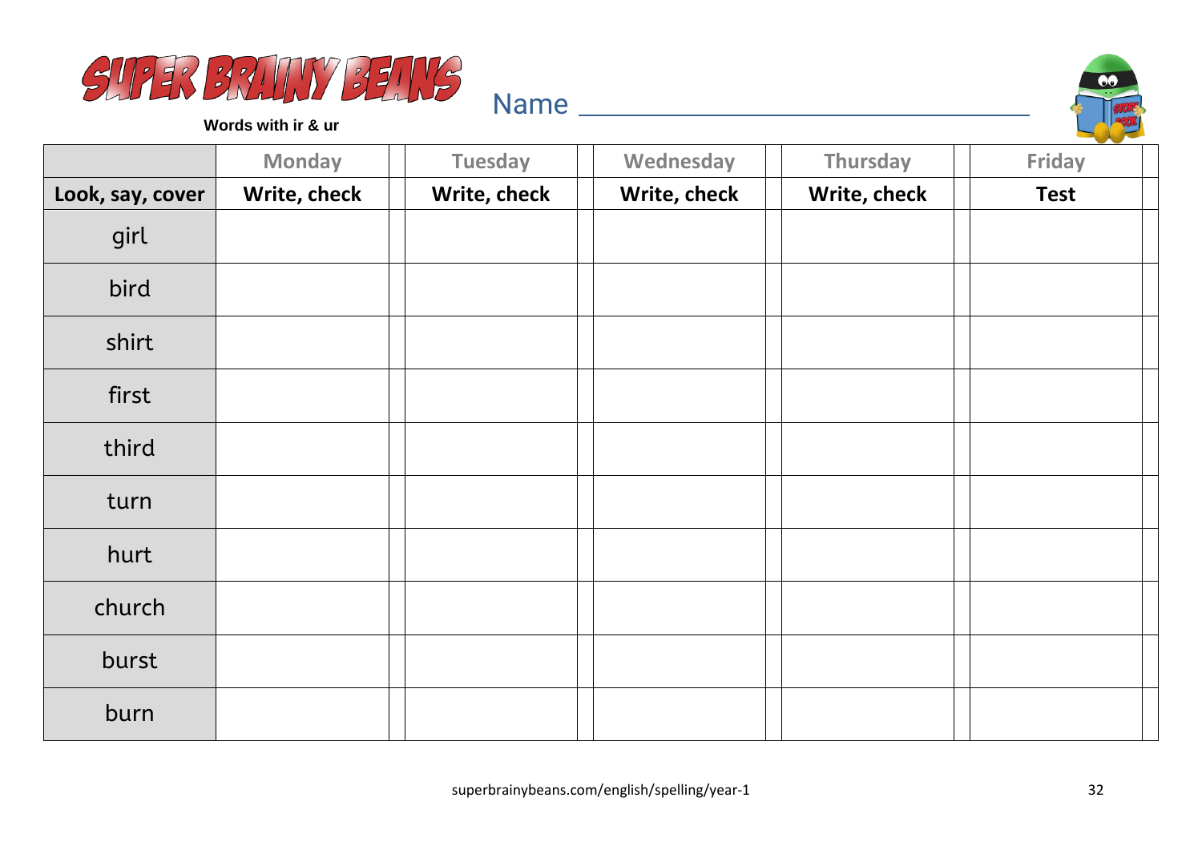# SUPER BRAINY BEANS

**Words with ir & ur**

Name ___________________________

| | Monday | | Tuesday | | Wednesday | | Thursday | | Friday | |
|---|---|---|---|---|---|---|---|---|---|---|
| **Look, say, cover** | **Write, check** | | **Write, check** | | **Write, check** | | **Write, check** | | **Test** | |
| girl | | | | | | | | | | |
| bird | | | | | | | | | | |
| shirt | | | | | | | | | | |
| first | | | | | | | | | | |
| third | | | | | | | | | | |
| turn | | | | | | | | | | |
| hurt | | | | | | | | | | |
| church | | | | | | | | | | |
| burst | | | | | | | | | | |
| burn | | | | | | | | | | |

superbrainybeans.com/english/spelling/year-1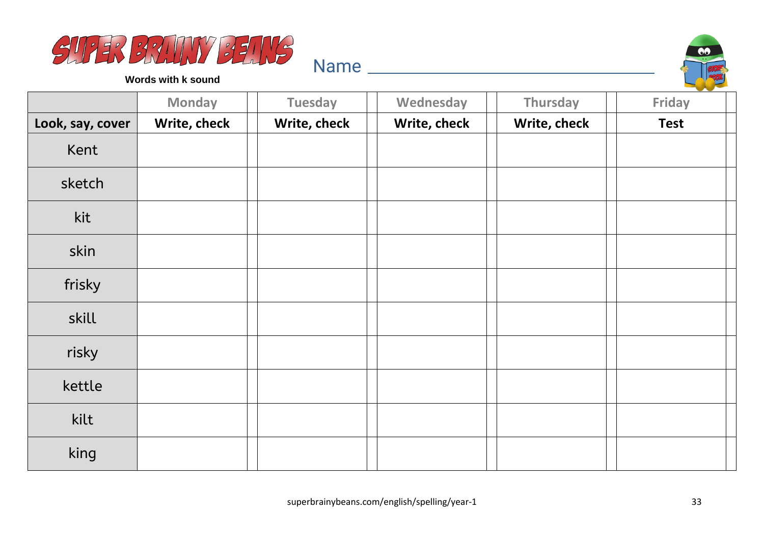# SUPER BRAINY BEANS

**Words with k sound**

Name ______________________________

| | Monday | Tuesday | Wednesday | Thursday | Friday |
|---|---|---|---|---|---|
| **Look, say, cover** | **Write, check** | **Write, check** | **Write, check** | **Write, check** | **Test** |
| Kent | | | | | |
| sketch | | | | | |
| kit | | | | | |
| skin | | | | | |
| frisky | | | | | |
| skill | | | | | |
| risky | | | | | |
| kettle | | | | | |
| kilt | | | | | |
| king | | | | | |

superbrainybeans.com/english/spelling/year-1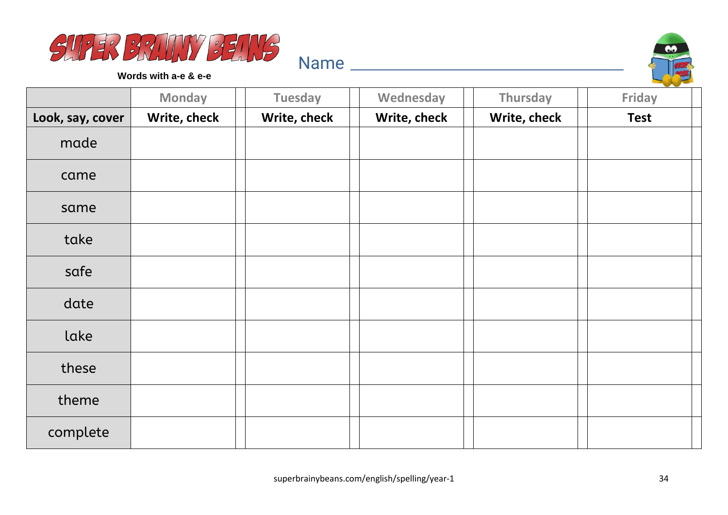# SUPER BRAINY BEANS

**Words with a-e & e-e**

Name ______________________________

| | Monday | | Tuesday | | Wednesday | | Thursday | | Friday | |
|---|---|---|---|---|---|---|---|---|---|---|
| **Look, say, cover** | **Write, check** | | **Write, check** | | **Write, check** | | **Write, check** | | **Test** | |
| made | | | | | | | | | | |
| came | | | | | | | | | | |
| same | | | | | | | | | | |
| take | | | | | | | | | | |
| safe | | | | | | | | | | |
| date | | | | | | | | | | |
| lake | | | | | | | | | | |
| these | | | | | | | | | | |
| theme | | | | | | | | | | |
| complete | | | | | | | | | | |

superbrainybeans.com/english/spelling/year-1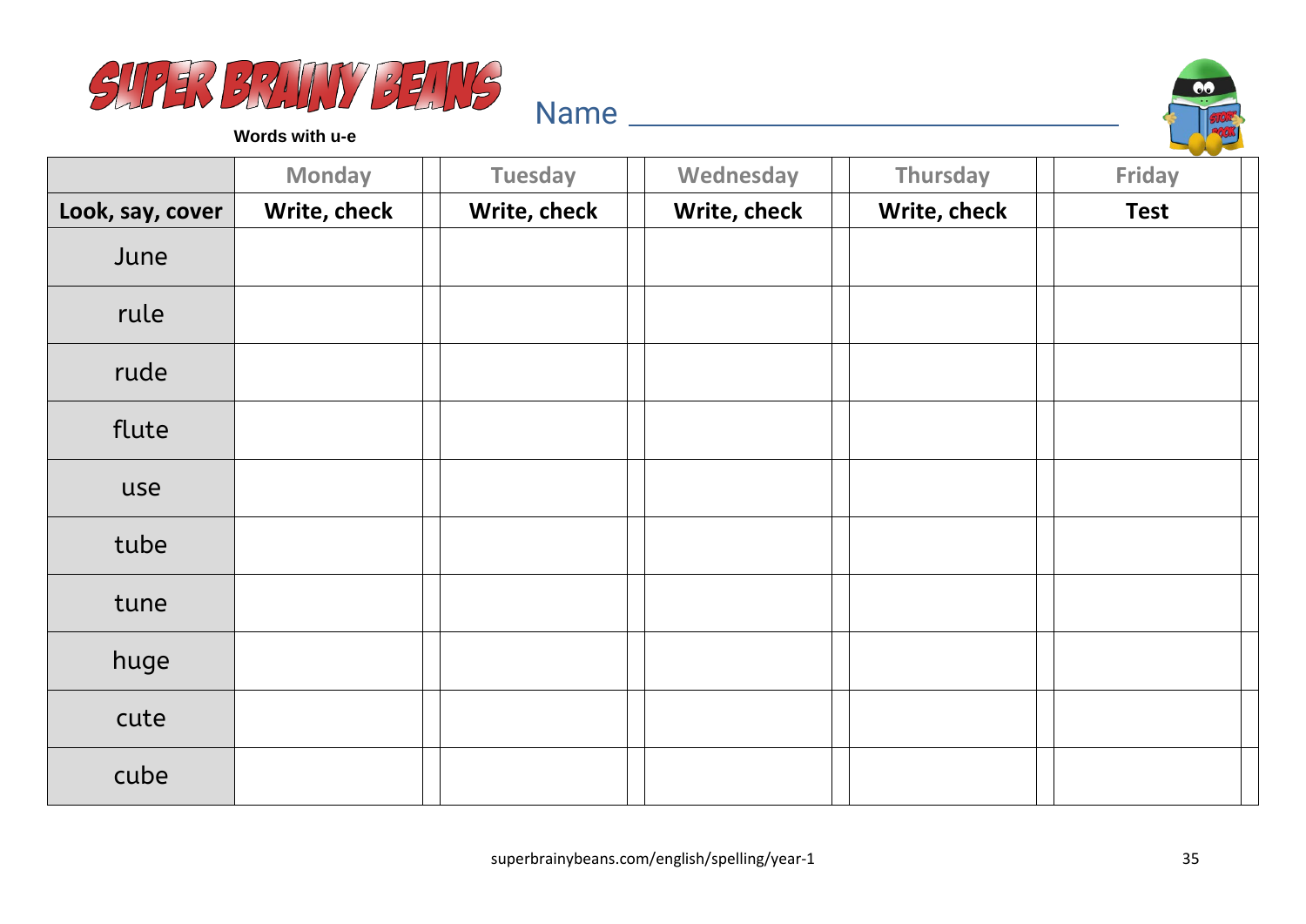SUPER BRAINY BEANS

**Words with u-e**

Name ________________________________

| | Monday | Tuesday | Wednesday | Thursday | Friday |
|---|---|---|---|---|---|
| **Look, say, cover** | **Write, check** | **Write, check** | **Write, check** | **Write, check** | **Test** |
| June | | | | | |
| rule | | | | | |
| rude | | | | | |
| flute | | | | | |
| use | | | | | |
| tube | | | | | |
| tune | | | | | |
| huge | | | | | |
| cute | | | | | |
| cube | | | | | |

superbrainybeans.com/english/spelling/year-1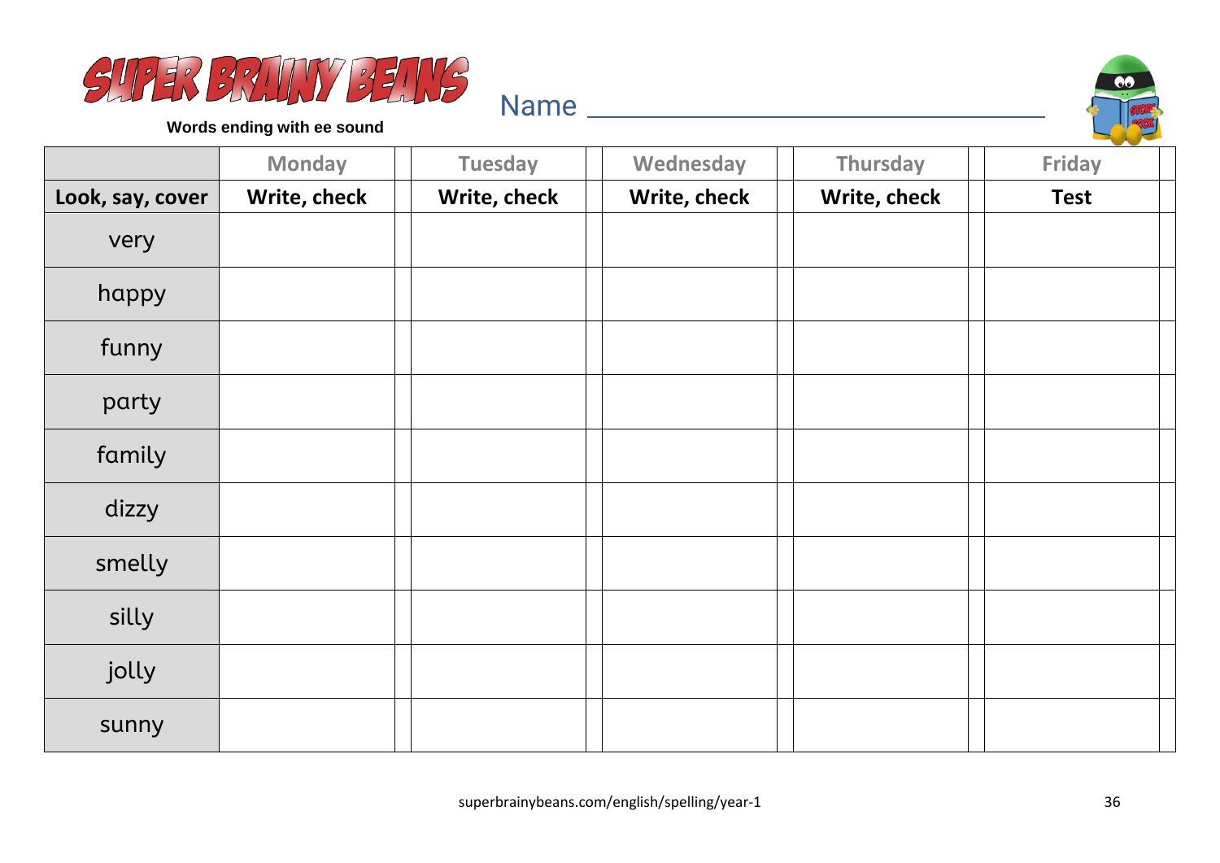# SUPER BRAINY BEANS

**Words ending with ee sound**

Name ______________________________

| | Monday | Tuesday | Wednesday | Thursday | Friday |
|---|---|---|---|---|---|
| **Look, say, cover** | **Write, check** | **Write, check** | **Write, check** | **Write, check** | **Test** |
| very | | | | | |
| happy | | | | | |
| funny | | | | | |
| party | | | | | |
| family | | | | | |
| dizzy | | | | | |
| smelly | | | | | |
| silly | | | | | |
| jolly | | | | | |
| sunny | | | | | |

superbrainybeans.com/english/spelling/year-1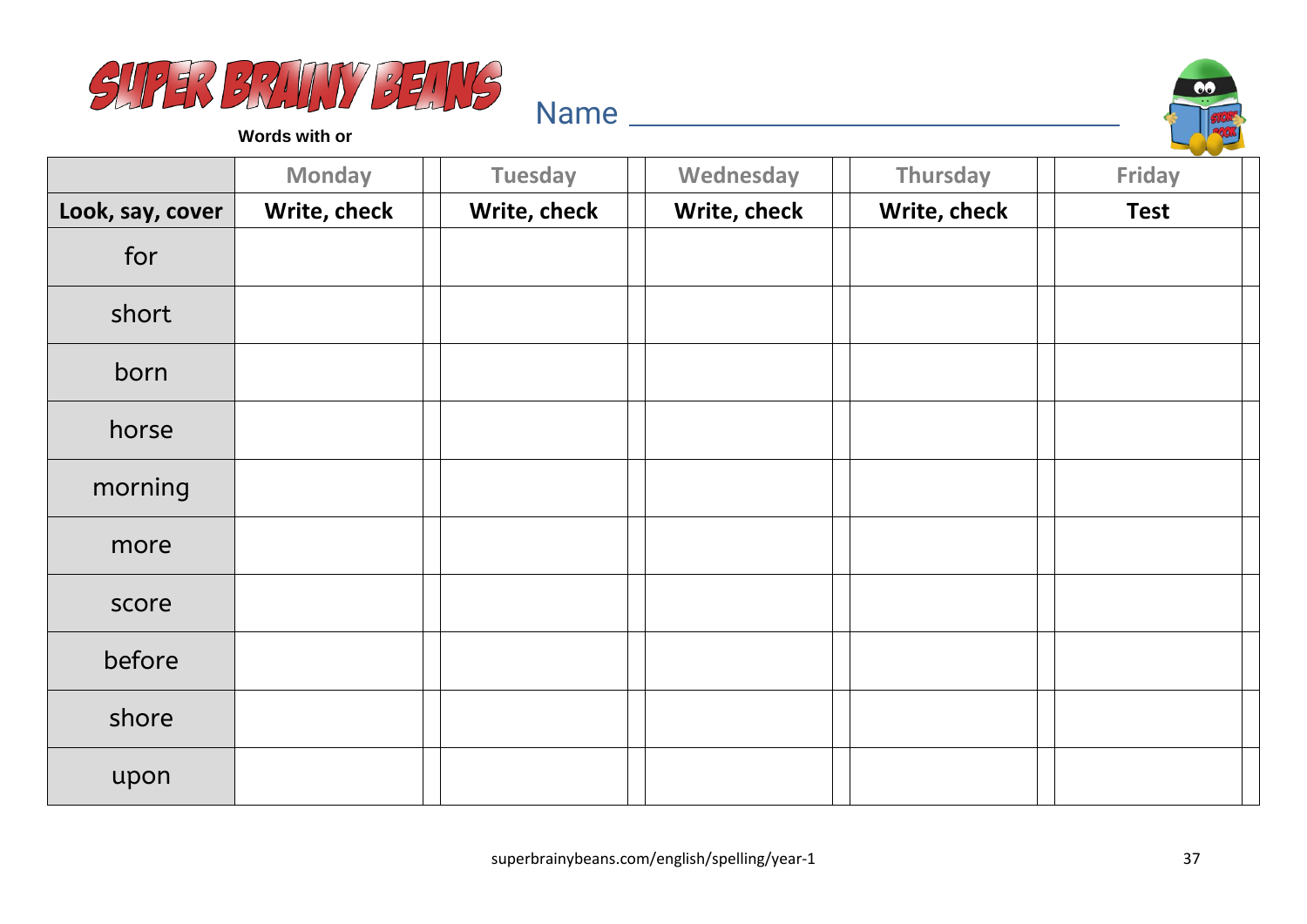# SUPER BRAINY BEANS

**Words with or**

Name ________________________________

| | Monday | | Tuesday | | Wednesday | | Thursday | | Friday | |
|---|---|---|---|---|---|---|---|---|---|---|
| **Look, say, cover** | **Write, check** | | **Write, check** | | **Write, check** | | **Write, check** | | **Test** | |
| for | | | | | | | | | | |
| short | | | | | | | | | | |
| born | | | | | | | | | | |
| horse | | | | | | | | | | |
| morning | | | | | | | | | | |
| more | | | | | | | | | | |
| score | | | | | | | | | | |
| before | | | | | | | | | | |
| shore | | | | | | | | | | |
| upon | | | | | | | | | | |

superbrainybeans.com/english/spelling/year-1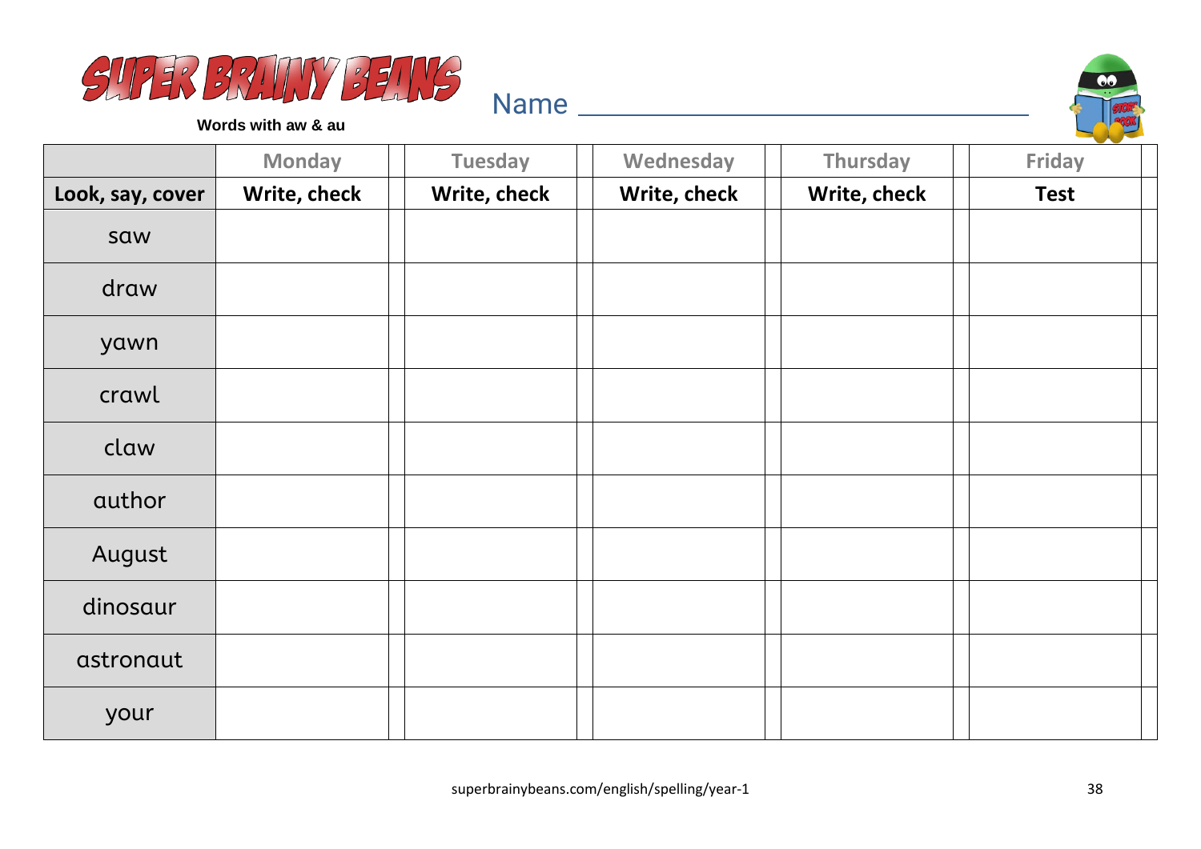SUPER BRAINY BEANS

**Words with aw & au**

Name ______________________________

| | Monday | Tuesday | Wednesday | Thursday | Friday |
|---|---|---|---|---|---|
| **Look, say, cover** | **Write, check** | **Write, check** | **Write, check** | **Write, check** | **Test** |
| saw | | | | | |
| draw | | | | | |
| yawn | | | | | |
| crawl | | | | | |
| claw | | | | | |
| author | | | | | |
| August | | | | | |
| dinosaur | | | | | |
| astronaut | | | | | |
| your | | | | | |

superbrainybeans.com/english/spelling/year-1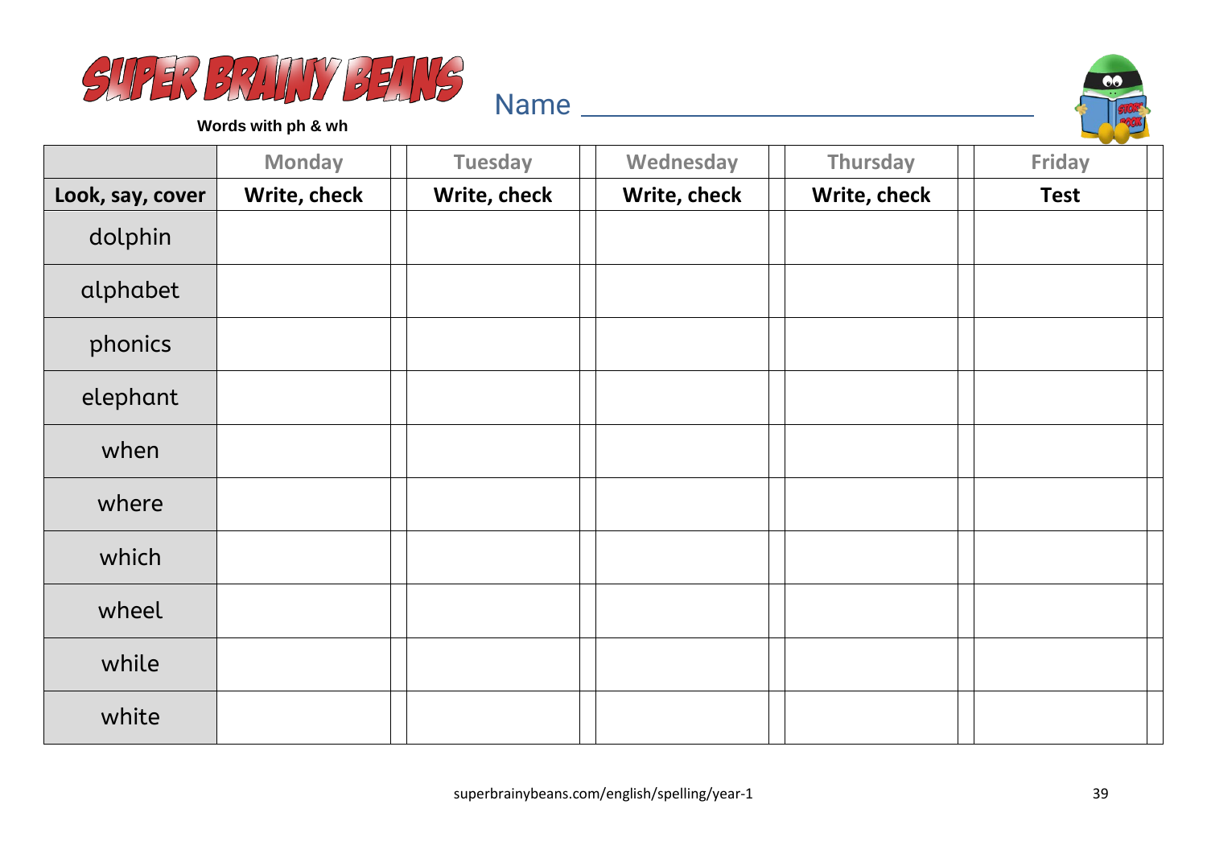# SUPER BRAINY BEANS

**Words with ph & wh**

Name ______________________________

| | Monday | | Tuesday | | Wednesday | | Thursday | | Friday | |
|---|---|---|---|---|---|---|---|---|---|---|
| **Look, say, cover** | **Write, check** | | **Write, check** | | **Write, check** | | **Write, check** | | **Test** | |
| dolphin | | | | | | | | | | |
| alphabet | | | | | | | | | | |
| phonics | | | | | | | | | | |
| elephant | | | | | | | | | | |
| when | | | | | | | | | | |
| where | | | | | | | | | | |
| which | | | | | | | | | | |
| wheel | | | | | | | | | | |
| while | | | | | | | | | | |
| white | | | | | | | | | | |

superbrainybeans.com/english/spelling/year-1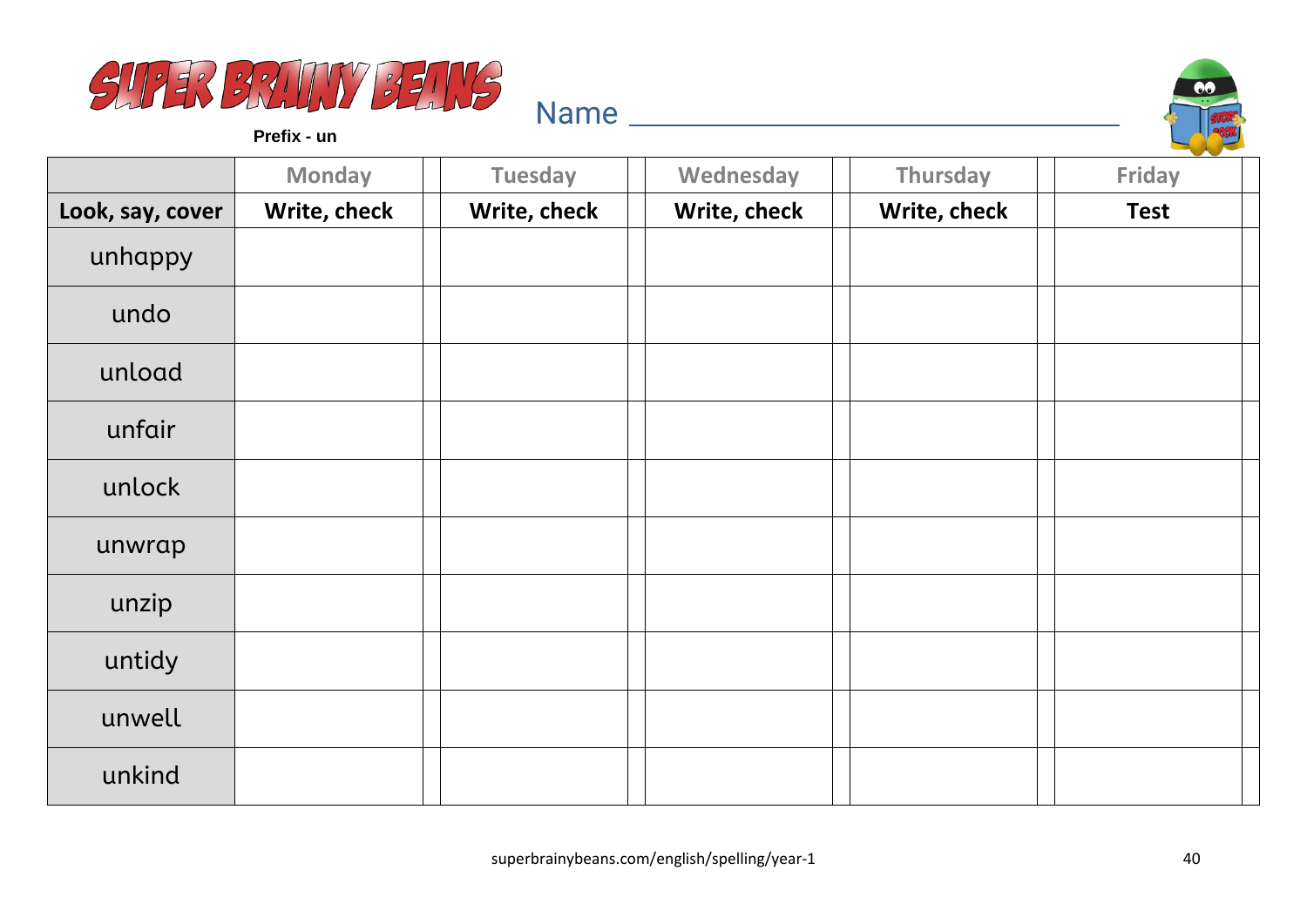# SUPER BRAINY BEANS

**Prefix - un**

Name ______________________________

| | Monday | Tuesday | Wednesday | Thursday | Friday |
|---|---|---|---|---|---|
| **Look, say, cover** | **Write, check** | **Write, check** | **Write, check** | **Write, check** | **Test** |
| unhappy | | | | | |
| undo | | | | | |
| unload | | | | | |
| unfair | | | | | |
| unlock | | | | | |
| unwrap | | | | | |
| unzip | | | | | |
| untidy | | | | | |
| unwell | | | | | |
| unkind | | | | | |

superbrainybeans.com/english/spelling/year-1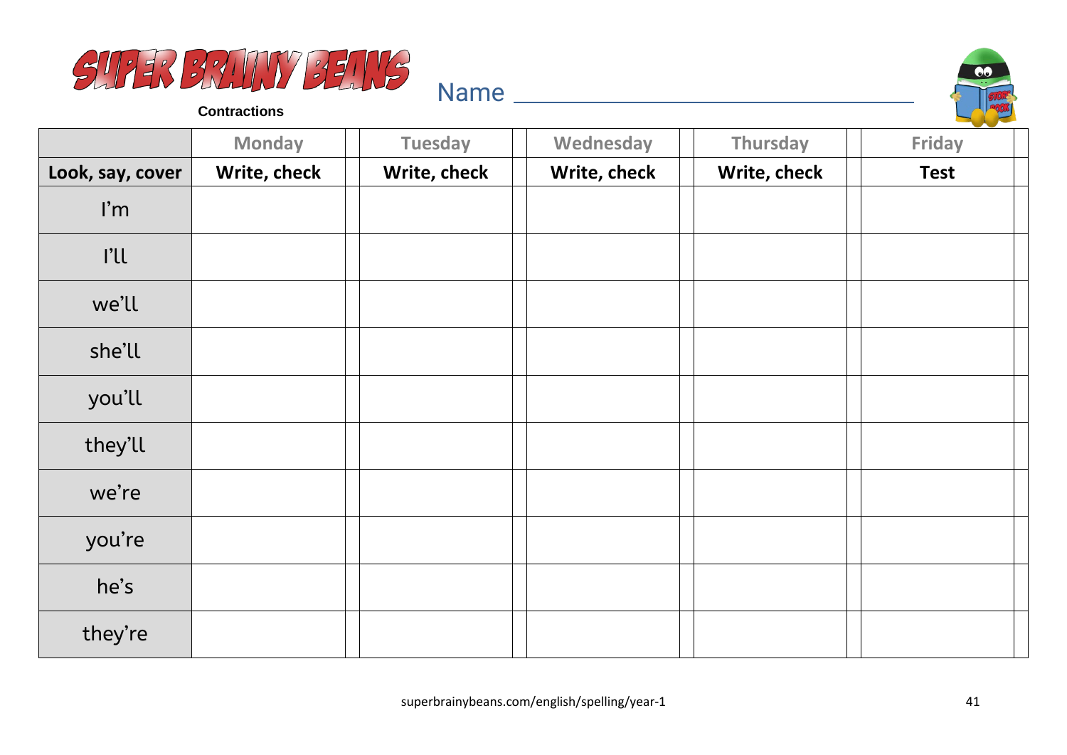# SUPER BRAINY BEANS

**Contractions**

Name ________________________________

| | Monday | Tuesday | Wednesday | Thursday | Friday |
|---|---|---|---|---|---|
| **Look, say, cover** | **Write, check** | **Write, check** | **Write, check** | **Write, check** | **Test** |
| I'm | | | | | |
| I'll | | | | | |
| we'll | | | | | |
| she'll | | | | | |
| you'll | | | | | |
| they'll | | | | | |
| we're | | | | | |
| you're | | | | | |
| he's | | | | | |
| they're | | | | | |

superbrainybeans.com/english/spelling/year-1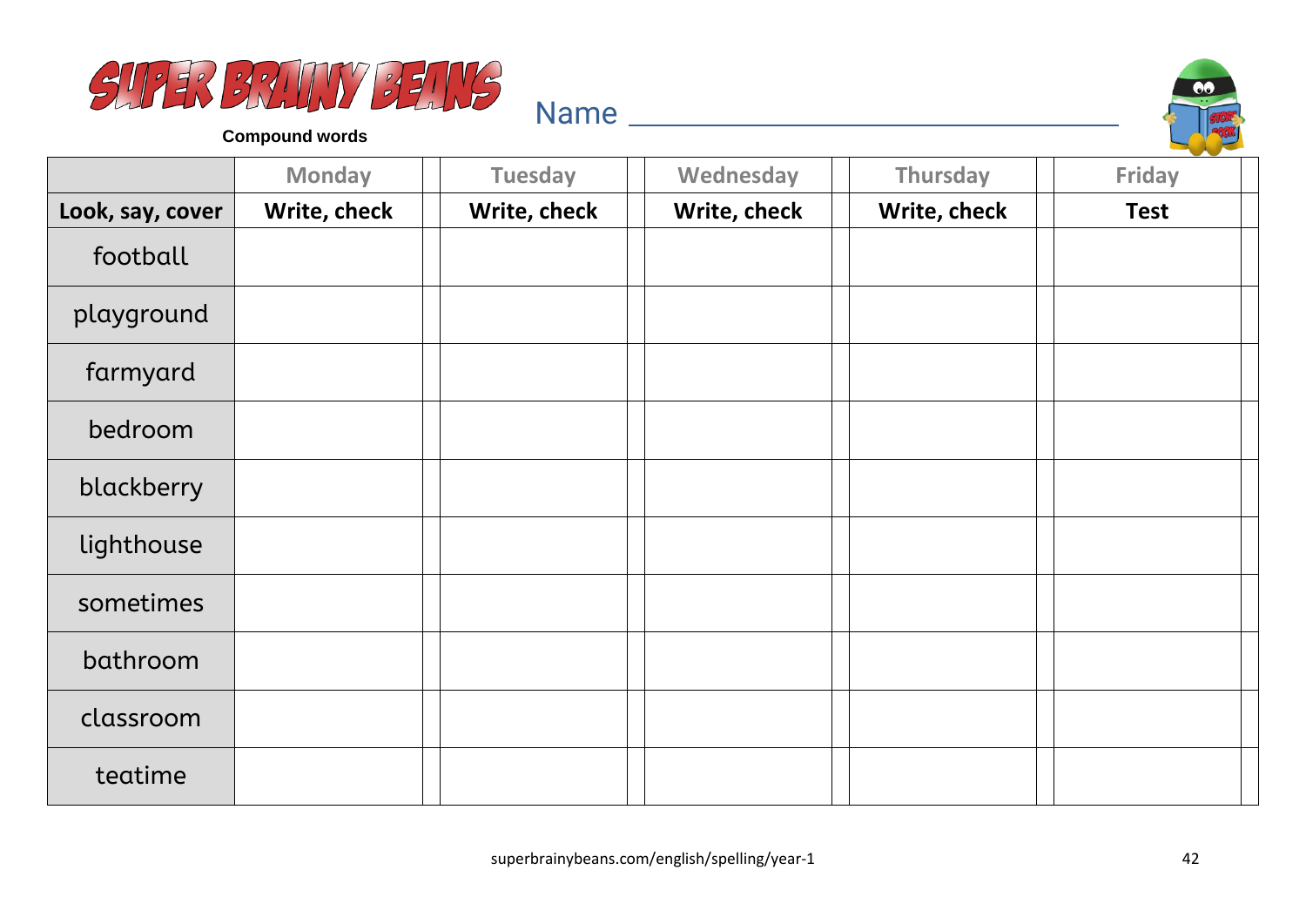# SUPER BRAINY BEANS

**Compound words**

Name ______________________________

| | Monday | Tuesday | Wednesday | Thursday | Friday |
|---|---|---|---|---|---|
| **Look, say, cover** | **Write, check** | **Write, check** | **Write, check** | **Write, check** | **Test** |
| football | | | | | |
| playground | | | | | |
| farmyard | | | | | |
| bedroom | | | | | |
| blackberry | | | | | |
| lighthouse | | | | | |
| sometimes | | | | | |
| bathroom | | | | | |
| classroom | | | | | |
| teatime | | | | | |

superbrainybeans.com/english/spelling/year-1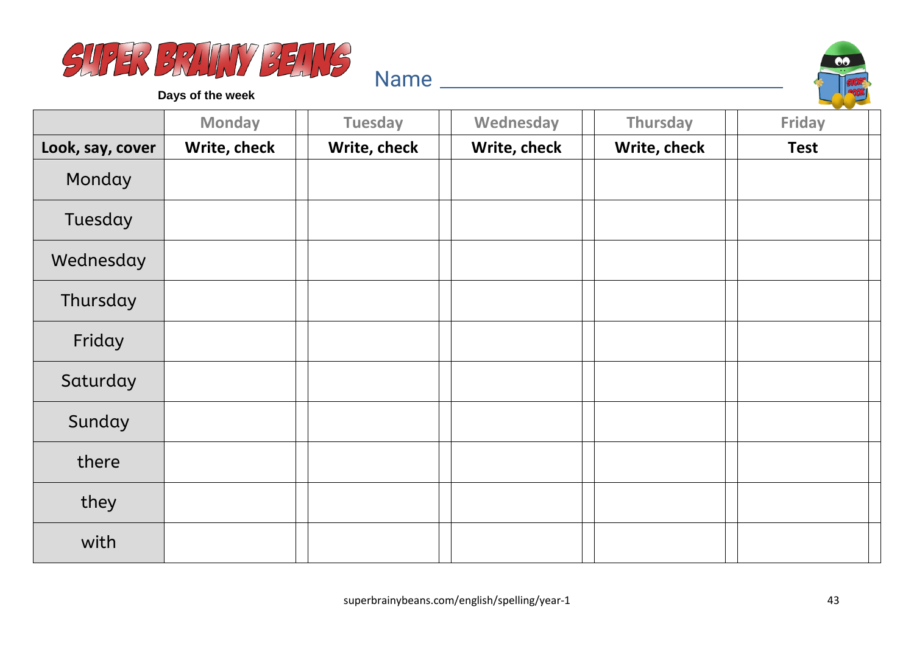# SUPER BRAINY BEANS

**Days of the week**

Name ______________________________

| | Monday | | Tuesday | | Wednesday | | Thursday | | Friday | |
|---|---|---|---|---|---|---|---|---|---|---|
| **Look, say, cover** | **Write, check** | | **Write, check** | | **Write, check** | | **Write, check** | | **Test** | |
| Monday | | | | | | | | | | |
| Tuesday | | | | | | | | | | |
| Wednesday | | | | | | | | | | |
| Thursday | | | | | | | | | | |
| Friday | | | | | | | | | | |
| Saturday | | | | | | | | | | |
| Sunday | | | | | | | | | | |
| there | | | | | | | | | | |
| they | | | | | | | | | | |
| with | | | | | | | | | | |

superbrainybeans.com/english/spelling/year-1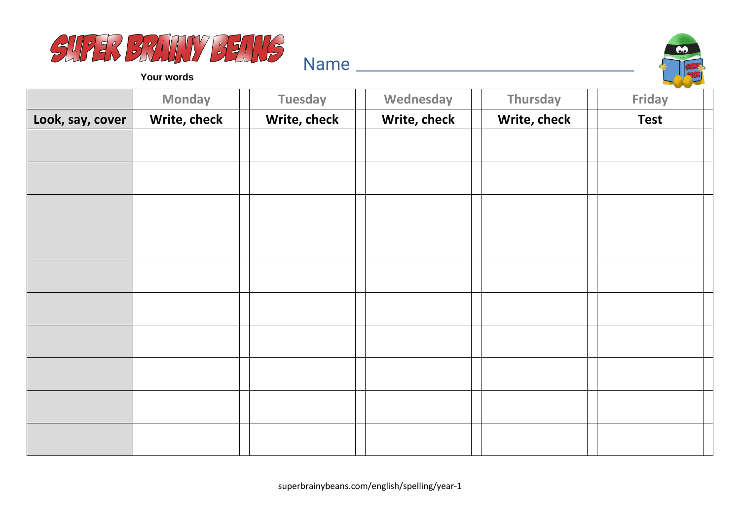SUPER BRAINY BEANS

Your words

Name ______________________________

| | Monday | | Tuesday | | Wednesday | | Thursday | | Friday | |
|---|---|---|---|---|---|---|---|---|---|---|
| Look, say, cover | Write, check | | Write, check | | Write, check | | Write, check | | Test | |
| | | | | | | | | | | |
| | | | | | | | | | | |
| | | | | | | | | | | |
| | | | | | | | | | | |
| | | | | | | | | | | |
| | | | | | | | | | | |
| | | | | | | | | | | |
| | | | | | | | | | | |
| | | | | | | | | | | |
| | | | | | | | | | | |

superbrainybeans.com/english/spelling/year-1